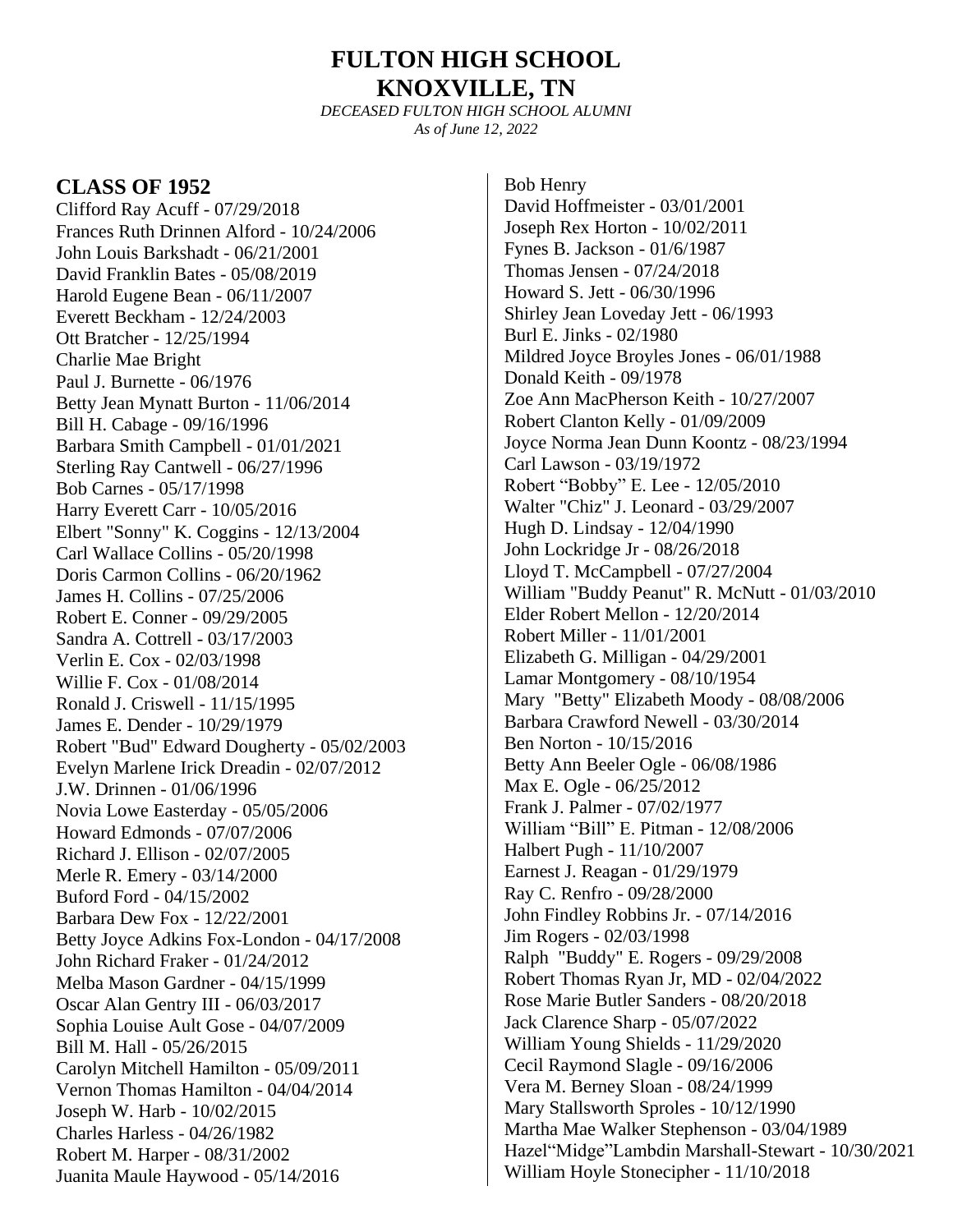# FULTON HIGH SCHOOL
# KNOXVILLE, TN

*DECEASED FULTON HIGH SCHOOL ALUMNI*
*As of June 12, 2022*

## CLASS OF 1952

Clifford Ray Acuff - 07/29/2018
Frances Ruth Drinnen Alford - 10/24/2006
John Louis Barkshadt - 06/21/2001
David Franklin Bates - 05/08/2019
Harold Eugene Bean - 06/11/2007
Everett Beckham - 12/24/2003
Ott Bratcher - 12/25/1994
Charlie Mae Bright
Paul J. Burnette - 06/1976
Betty Jean Mynatt Burton - 11/06/2014
Bill H. Cabage - 09/16/1996
Barbara Smith Campbell - 01/01/2021
Sterling Ray Cantwell - 06/27/1996
Bob Carnes - 05/17/1998
Harry Everett Carr - 10/05/2016
Elbert "Sonny" K. Coggins - 12/13/2004
Carl Wallace Collins - 05/20/1998
Doris Carmon Collins - 06/20/1962
James H. Collins - 07/25/2006
Robert E. Conner - 09/29/2005
Sandra A. Cottrell - 03/17/2003
Verlin E. Cox - 02/03/1998
Willie F. Cox - 01/08/2014
Ronald J. Criswell - 11/15/1995
James E. Dender - 10/29/1979
Robert "Bud" Edward Dougherty - 05/02/2003
Evelyn Marlene Irick Dreadin - 02/07/2012
J.W. Drinnen - 01/06/1996
Novia Lowe Easterday - 05/05/2006
Howard Edmonds - 07/07/2006
Richard J. Ellison - 02/07/2005
Merle R. Emery - 03/14/2000
Buford Ford - 04/15/2002
Barbara Dew Fox - 12/22/2001
Betty Joyce Adkins Fox-London - 04/17/2008
John Richard Fraker - 01/24/2012
Melba Mason Gardner - 04/15/1999
Oscar Alan Gentry III - 06/03/2017
Sophia Louise Ault Gose - 04/07/2009
Bill M. Hall - 05/26/2015
Carolyn Mitchell Hamilton - 05/09/2011
Vernon Thomas Hamilton - 04/04/2014
Joseph W. Harb - 10/02/2015
Charles Harless - 04/26/1982
Robert M. Harper - 08/31/2002
Juanita Maule Haywood - 05/14/2016
Bob Henry
David Hoffmeister - 03/01/2001
Joseph Rex Horton - 10/02/2011
Fynes B. Jackson - 01/6/1987
Thomas Jensen - 07/24/2018
Howard S. Jett - 06/30/1996
Shirley Jean Loveday Jett - 06/1993
Burl E. Jinks - 02/1980
Mildred Joyce Broyles Jones - 06/01/1988
Donald Keith - 09/1978
Zoe Ann MacPherson Keith - 10/27/2007
Robert Clanton Kelly - 01/09/2009
Joyce Norma Jean Dunn Koontz - 08/23/1994
Carl Lawson - 03/19/1972
Robert “Bobby” E. Lee - 12/05/2010
Walter "Chiz" J. Leonard - 03/29/2007
Hugh D. Lindsay - 12/04/1990
John Lockridge Jr - 08/26/2018
Lloyd T. McCampbell - 07/27/2004
William "Buddy Peanut" R. McNutt - 01/03/2010
Elder Robert Mellon - 12/20/2014
Robert Miller - 11/01/2001
Elizabeth G. Milligan - 04/29/2001
Lamar Montgomery - 08/10/1954
Mary "Betty" Elizabeth Moody - 08/08/2006
Barbara Crawford Newell - 03/30/2014
Ben Norton - 10/15/2016
Betty Ann Beeler Ogle - 06/08/1986
Max E. Ogle - 06/25/2012
Frank J. Palmer - 07/02/1977
William “Bill” E. Pitman - 12/08/2006
Halbert Pugh - 11/10/2007
Earnest J. Reagan - 01/29/1979
Ray C. Renfro - 09/28/2000
John Findley Robbins Jr. - 07/14/2016
Jim Rogers - 02/03/1998
Ralph "Buddy" E. Rogers - 09/29/2008
Robert Thomas Ryan Jr, MD - 02/04/2022
Rose Marie Butler Sanders - 08/20/2018
Jack Clarence Sharp - 05/07/2022
William Young Shields - 11/29/2020
Cecil Raymond Slagle - 09/16/2006
Vera M. Berney Sloan - 08/24/1999
Mary Stallsworth Sproles - 10/12/1990
Martha Mae Walker Stephenson - 03/04/1989
Hazel“Midge”Lambdin Marshall-Stewart - 10/30/2021
William Hoyle Stonecipher - 11/10/2018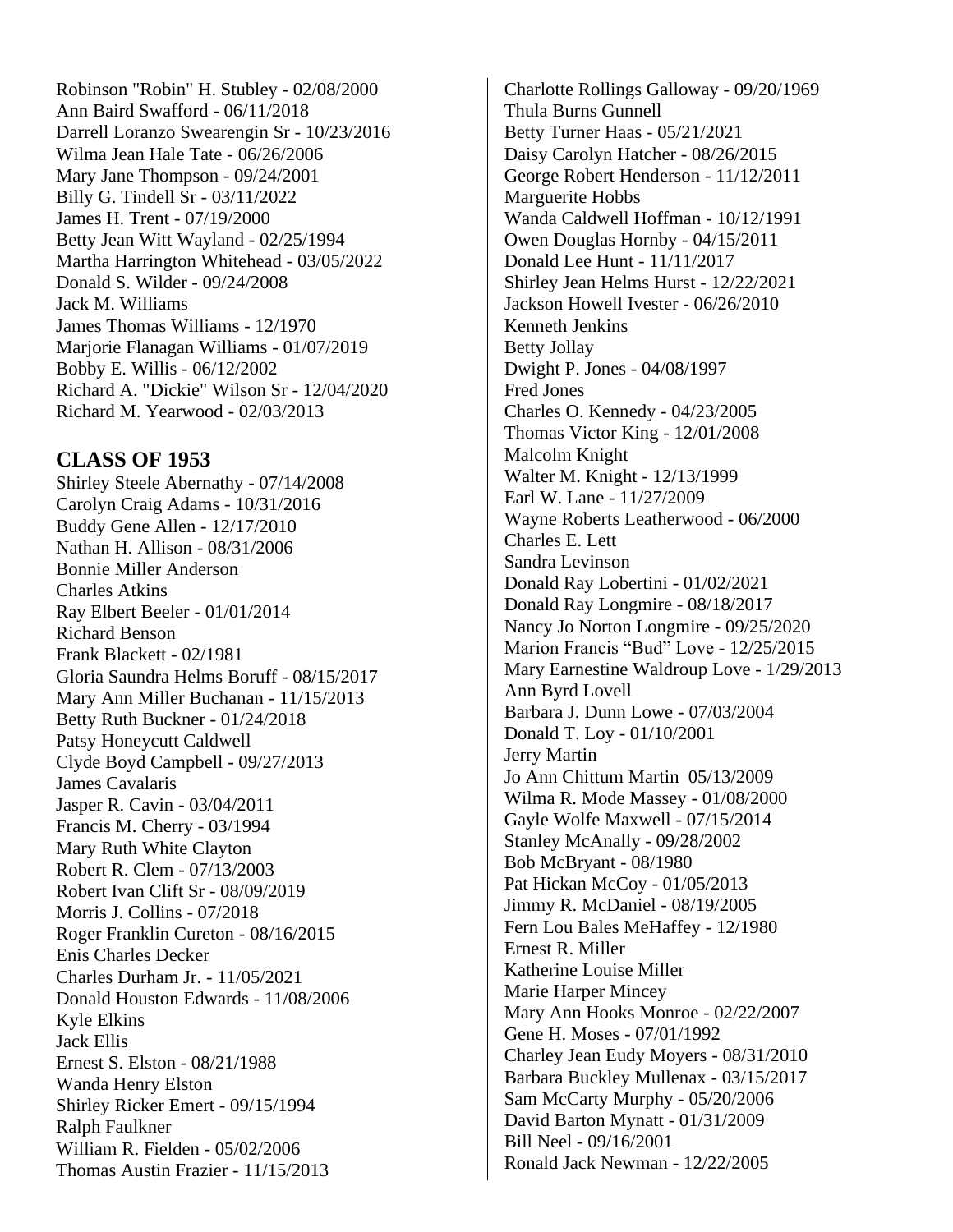Robinson "Robin" H. Stubley - 02/08/2000
Ann Baird Swafford - 06/11/2018
Darrell Loranzo Swearengin Sr - 10/23/2016
Wilma Jean Hale Tate - 06/26/2006
Mary Jane Thompson - 09/24/2001
Billy G. Tindell Sr - 03/11/2022
James H. Trent - 07/19/2000
Betty Jean Witt Wayland - 02/25/1994
Martha Harrington Whitehead - 03/05/2022
Donald S. Wilder - 09/24/2008
Jack M. Williams
James Thomas Williams - 12/1970
Marjorie Flanagan Williams - 01/07/2019
Bobby E. Willis - 06/12/2002
Richard A. "Dickie" Wilson Sr - 12/04/2020
Richard M. Yearwood - 02/03/2013

## CLASS OF 1953

Shirley Steele Abernathy - 07/14/2008
Carolyn Craig Adams - 10/31/2016
Buddy Gene Allen - 12/17/2010
Nathan H. Allison - 08/31/2006
Bonnie Miller Anderson
Charles Atkins
Ray Elbert Beeler - 01/01/2014
Richard Benson
Frank Blackett - 02/1981
Gloria Saundra Helms Boruff - 08/15/2017
Mary Ann Miller Buchanan - 11/15/2013
Betty Ruth Buckner - 01/24/2018
Patsy Honeycutt Caldwell
Clyde Boyd Campbell - 09/27/2013
James Cavalaris
Jasper R. Cavin - 03/04/2011
Francis M. Cherry - 03/1994
Mary Ruth White Clayton
Robert R. Clem - 07/13/2003
Robert Ivan Clift Sr - 08/09/2019
Morris J. Collins - 07/2018
Roger Franklin Cureton - 08/16/2015
Enis Charles Decker
Charles Durham Jr. - 11/05/2021
Donald Houston Edwards - 11/08/2006
Kyle Elkins
Jack Ellis
Ernest S. Elston - 08/21/1988
Wanda Henry Elston
Shirley Ricker Emert - 09/15/1994
Ralph Faulkner
William R. Fielden - 05/02/2006
Thomas Austin Frazier - 11/15/2013
Charlotte Rollings Galloway - 09/20/1969
Thula Burns Gunnell
Betty Turner Haas - 05/21/2021
Daisy Carolyn Hatcher - 08/26/2015
George Robert Henderson - 11/12/2011
Marguerite Hobbs
Wanda Caldwell Hoffman - 10/12/1991
Owen Douglas Hornby - 04/15/2011
Donald Lee Hunt - 11/11/2017
Shirley Jean Helms Hurst - 12/22/2021
Jackson Howell Ivester - 06/26/2010
Kenneth Jenkins
Betty Jollay
Dwight P. Jones - 04/08/1997
Fred Jones
Charles O. Kennedy - 04/23/2005
Thomas Victor King - 12/01/2008
Malcolm Knight
Walter M. Knight - 12/13/1999
Earl W. Lane - 11/27/2009
Wayne Roberts Leatherwood - 06/2000
Charles E. Lett
Sandra Levinson
Donald Ray Lobertini - 01/02/2021
Donald Ray Longmire - 08/18/2017
Nancy Jo Norton Longmire - 09/25/2020
Marion Francis “Bud” Love - 12/25/2015
Mary Earnestine Waldroup Love - 1/29/2013
Ann Byrd Lovell
Barbara J. Dunn Lowe - 07/03/2004
Donald T. Loy - 01/10/2001
Jerry Martin
Jo Ann Chittum Martin 05/13/2009
Wilma R. Mode Massey - 01/08/2000
Gayle Wolfe Maxwell - 07/15/2014
Stanley McAnally - 09/28/2002
Bob McBryant - 08/1980
Pat Hickan McCoy - 01/05/2013
Jimmy R. McDaniel - 08/19/2005
Fern Lou Bales MeHaffey - 12/1980
Ernest R. Miller
Katherine Louise Miller
Marie Harper Mincey
Mary Ann Hooks Monroe - 02/22/2007
Gene H. Moses - 07/01/1992
Charley Jean Eudy Moyers - 08/31/2010
Barbara Buckley Mullenax - 03/15/2017
Sam McCarty Murphy - 05/20/2006
David Barton Mynatt - 01/31/2009
Bill Neel - 09/16/2001
Ronald Jack Newman - 12/22/2005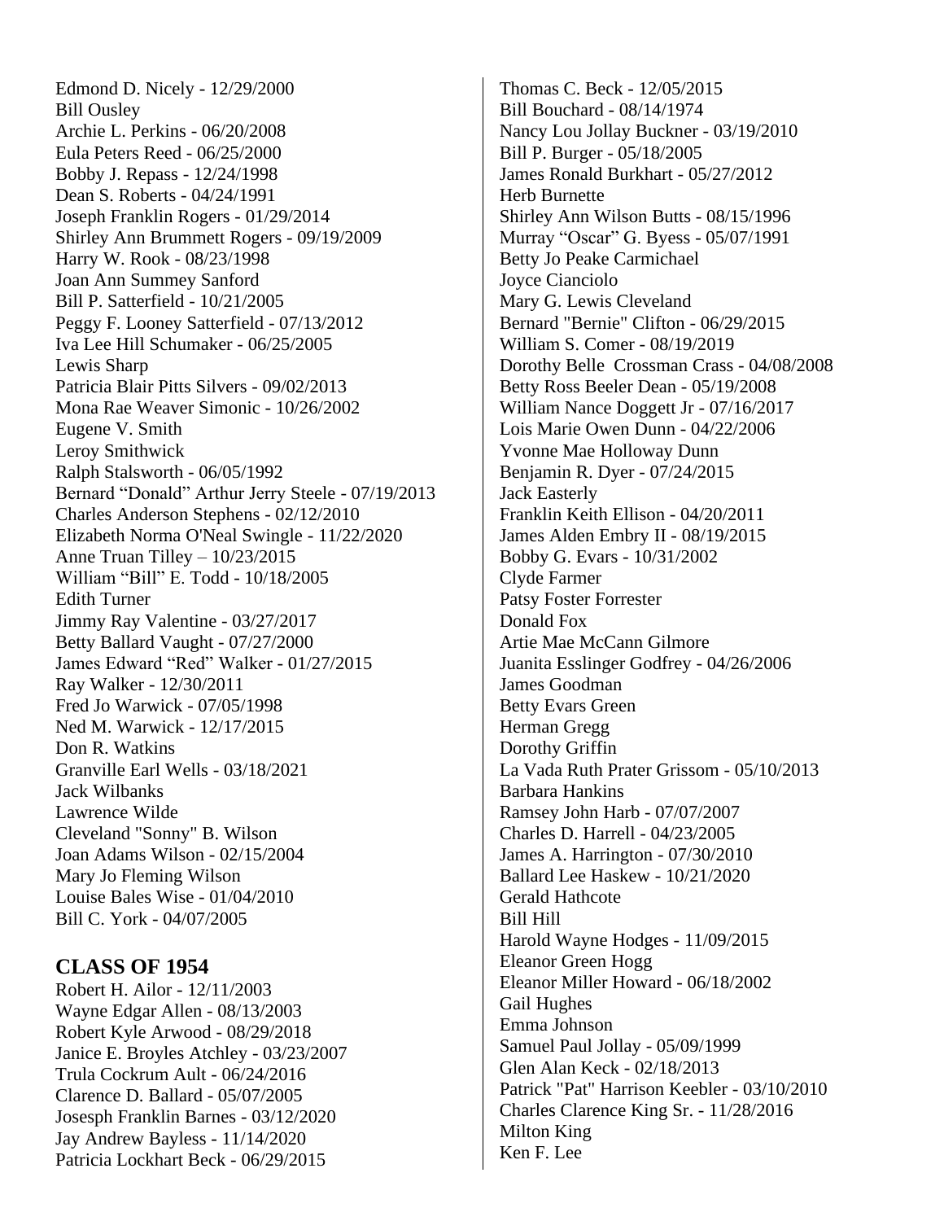Edmond D. Nicely - 12/29/2000
Bill Ousley
Archie L. Perkins - 06/20/2008
Eula Peters Reed - 06/25/2000
Bobby J. Repass - 12/24/1998
Dean S. Roberts - 04/24/1991
Joseph Franklin Rogers - 01/29/2014
Shirley Ann Brummett Rogers - 09/19/2009
Harry W. Rook - 08/23/1998
Joan Ann Summey Sanford
Bill P. Satterfield - 10/21/2005
Peggy F. Looney Satterfield - 07/13/2012
Iva Lee Hill Schumaker - 06/25/2005
Lewis Sharp
Patricia Blair Pitts Silvers - 09/02/2013
Mona Rae Weaver Simonic - 10/26/2002
Eugene V. Smith
Leroy Smithwick
Ralph Stalsworth - 06/05/1992
Bernard “Donald” Arthur Jerry Steele - 07/19/2013
Charles Anderson Stephens - 02/12/2010
Elizabeth Norma O'Neal Swingle - 11/22/2020
Anne Truan Tilley – 10/23/2015
William “Bill” E. Todd - 10/18/2005
Edith Turner
Jimmy Ray Valentine - 03/27/2017
Betty Ballard Vaught - 07/27/2000
James Edward “Red” Walker - 01/27/2015
Ray Walker - 12/30/2011
Fred Jo Warwick - 07/05/1998
Ned M. Warwick - 12/17/2015
Don R. Watkins
Granville Earl Wells - 03/18/2021
Jack Wilbanks
Lawrence Wilde
Cleveland "Sonny" B. Wilson
Joan Adams Wilson - 02/15/2004
Mary Jo Fleming Wilson
Louise Bales Wise - 01/04/2010
Bill C. York - 04/07/2005

## CLASS OF 1954

Robert H. Ailor - 12/11/2003
Wayne Edgar Allen - 08/13/2003
Robert Kyle Arwood - 08/29/2018
Janice E. Broyles Atchley - 03/23/2007
Trula Cockrum Ault - 06/24/2016
Clarence D. Ballard - 05/07/2005
Josesph Franklin Barnes - 03/12/2020
Jay Andrew Bayless - 11/14/2020
Patricia Lockhart Beck - 06/29/2015
Thomas C. Beck - 12/05/2015
Bill Bouchard - 08/14/1974
Nancy Lou Jollay Buckner - 03/19/2010
Bill P. Burger - 05/18/2005
James Ronald Burkhart - 05/27/2012
Herb Burnette
Shirley Ann Wilson Butts - 08/15/1996
Murray “Oscar” G. Byess - 05/07/1991
Betty Jo Peake Carmichael
Joyce Cianciolo
Mary G. Lewis Cleveland
Bernard "Bernie" Clifton - 06/29/2015
William S. Comer - 08/19/2019
Dorothy Belle Crossman Crass - 04/08/2008
Betty Ross Beeler Dean - 05/19/2008
William Nance Doggett Jr - 07/16/2017
Lois Marie Owen Dunn - 04/22/2006
Yvonne Mae Holloway Dunn
Benjamin R. Dyer - 07/24/2015
Jack Easterly
Franklin Keith Ellison - 04/20/2011
James Alden Embry II - 08/19/2015
Bobby G. Evars - 10/31/2002
Clyde Farmer
Patsy Foster Forrester
Donald Fox
Artie Mae McCann Gilmore
Juanita Esslinger Godfrey - 04/26/2006
James Goodman
Betty Evars Green
Herman Gregg
Dorothy Griffin
La Vada Ruth Prater Grissom - 05/10/2013
Barbara Hankins
Ramsey John Harb - 07/07/2007
Charles D. Harrell - 04/23/2005
James A. Harrington - 07/30/2010
Ballard Lee Haskew - 10/21/2020
Gerald Hathcote
Bill Hill
Harold Wayne Hodges - 11/09/2015
Eleanor Green Hogg
Eleanor Miller Howard - 06/18/2002
Gail Hughes
Emma Johnson
Samuel Paul Jollay - 05/09/1999
Glen Alan Keck - 02/18/2013
Patrick "Pat" Harrison Keebler - 03/10/2010
Charles Clarence King Sr. - 11/28/2016
Milton King
Ken F. Lee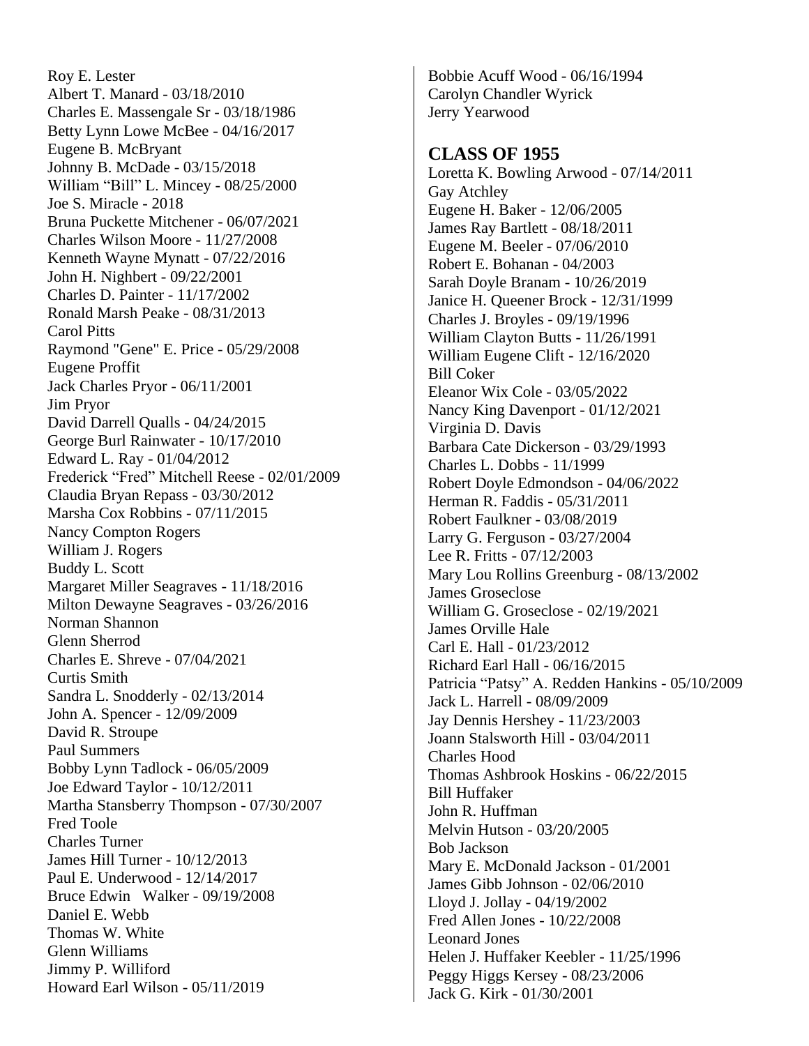Roy E. Lester
Albert T. Manard - 03/18/2010
Charles E. Massengale Sr - 03/18/1986
Betty Lynn Lowe McBee - 04/16/2017
Eugene B. McBryant
Johnny B. McDade - 03/15/2018
William “Bill” L. Mincey - 08/25/2000
Joe S. Miracle - 2018
Bruna Puckette Mitchener - 06/07/2021
Charles Wilson Moore - 11/27/2008
Kenneth Wayne Mynatt - 07/22/2016
John H. Nighbert - 09/22/2001
Charles D. Painter - 11/17/2002
Ronald Marsh Peake - 08/31/2013
Carol Pitts
Raymond "Gene" E. Price - 05/29/2008
Eugene Proffit
Jack Charles Pryor - 06/11/2001
Jim Pryor
David Darrell Qualls - 04/24/2015
George Burl Rainwater - 10/17/2010
Edward L. Ray - 01/04/2012
Frederick “Fred” Mitchell Reese - 02/01/2009
Claudia Bryan Repass - 03/30/2012
Marsha Cox Robbins - 07/11/2015
Nancy Compton Rogers
William J. Rogers
Buddy L. Scott
Margaret Miller Seagraves - 11/18/2016
Milton Dewayne Seagraves - 03/26/2016
Norman Shannon
Glenn Sherrod
Charles E. Shreve - 07/04/2021
Curtis Smith
Sandra L. Snodderly - 02/13/2014
John A. Spencer - 12/09/2009
David R. Stroupe
Paul Summers
Bobby Lynn Tadlock - 06/05/2009
Joe Edward Taylor - 10/12/2011
Martha Stansberry Thompson - 07/30/2007
Fred Toole
Charles Turner
James Hill Turner - 10/12/2013
Paul E. Underwood - 12/14/2017
Bruce Edwin Walker - 09/19/2008
Daniel E. Webb
Thomas W. White
Glenn Williams
Jimmy P. Williford
Howard Earl Wilson - 05/11/2019
Bobbie Acuff Wood - 06/16/1994
Carolyn Chandler Wyrick
Jerry Yearwood

## CLASS OF 1955

Loretta K. Bowling Arwood - 07/14/2011
Gay Atchley
Eugene H. Baker - 12/06/2005
James Ray Bartlett - 08/18/2011
Eugene M. Beeler - 07/06/2010
Robert E. Bohanan - 04/2003
Sarah Doyle Branam - 10/26/2019
Janice H. Queener Brock - 12/31/1999
Charles J. Broyles - 09/19/1996
William Clayton Butts - 11/26/1991
William Eugene Clift - 12/16/2020
Bill Coker
Eleanor Wix Cole - 03/05/2022
Nancy King Davenport - 01/12/2021
Virginia D. Davis
Barbara Cate Dickerson - 03/29/1993
Charles L. Dobbs - 11/1999
Robert Doyle Edmondson - 04/06/2022
Herman R. Faddis - 05/31/2011
Robert Faulkner - 03/08/2019
Larry G. Ferguson - 03/27/2004
Lee R. Fritts - 07/12/2003
Mary Lou Rollins Greenburg - 08/13/2002
James Groseclose
William G. Groseclose - 02/19/2021
James Orville Hale
Carl E. Hall - 01/23/2012
Richard Earl Hall - 06/16/2015
Patricia “Patsy” A. Redden Hankins - 05/10/2009
Jack L. Harrell - 08/09/2009
Jay Dennis Hershey - 11/23/2003
Joann Stalsworth Hill - 03/04/2011
Charles Hood
Thomas Ashbrook Hoskins - 06/22/2015
Bill Huffaker
John R. Huffman
Melvin Hutson - 03/20/2005
Bob Jackson
Mary E. McDonald Jackson - 01/2001
James Gibb Johnson - 02/06/2010
Lloyd J. Jollay - 04/19/2002
Fred Allen Jones - 10/22/2008
Leonard Jones
Helen J. Huffaker Keebler - 11/25/1996
Peggy Higgs Kersey - 08/23/2006
Jack G. Kirk - 01/30/2001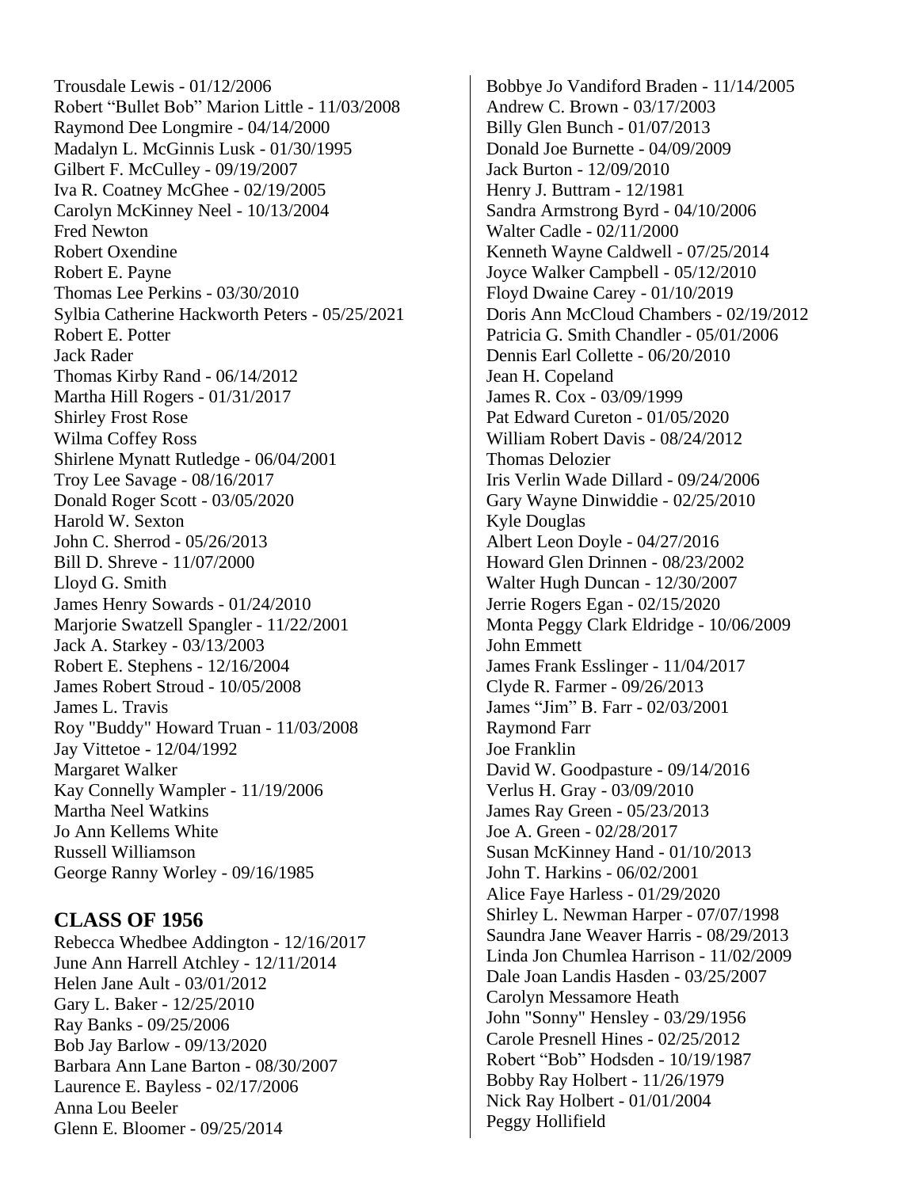Trousdale Lewis - 01/12/2006
Robert “Bullet Bob” Marion Little - 11/03/2008
Raymond Dee Longmire - 04/14/2000
Madalyn L. McGinnis Lusk - 01/30/1995
Gilbert F. McCulley - 09/19/2007
Iva R. Coatney McGhee - 02/19/2005
Carolyn McKinney Neel - 10/13/2004
Fred Newton
Robert Oxendine
Robert E. Payne
Thomas Lee Perkins - 03/30/2010
Sylbia Catherine Hackworth Peters - 05/25/2021
Robert E. Potter
Jack Rader
Thomas Kirby Rand - 06/14/2012
Martha Hill Rogers - 01/31/2017
Shirley Frost Rose
Wilma Coffey Ross
Shirlene Mynatt Rutledge - 06/04/2001
Troy Lee Savage - 08/16/2017
Donald Roger Scott - 03/05/2020
Harold W. Sexton
John C. Sherrod - 05/26/2013
Bill D. Shreve - 11/07/2000
Lloyd G. Smith
James Henry Sowards - 01/24/2010
Marjorie Swatzell Spangler - 11/22/2001
Jack A. Starkey - 03/13/2003
Robert E. Stephens - 12/16/2004
James Robert Stroud - 10/05/2008
James L. Travis
Roy "Buddy" Howard Truan - 11/03/2008
Jay Vittetoe - 12/04/1992
Margaret Walker
Kay Connelly Wampler - 11/19/2006
Martha Neel Watkins
Jo Ann Kellems White
Russell Williamson
George Ranny Worley - 09/16/1985

## CLASS OF 1956

Rebecca Whedbee Addington - 12/16/2017
June Ann Harrell Atchley - 12/11/2014
Helen Jane Ault - 03/01/2012
Gary L. Baker - 12/25/2010
Ray Banks - 09/25/2006
Bob Jay Barlow - 09/13/2020
Barbara Ann Lane Barton - 08/30/2007
Laurence E. Bayless - 02/17/2006
Anna Lou Beeler
Glenn E. Bloomer - 09/25/2014
Bobbye Jo Vandiford Braden - 11/14/2005
Andrew C. Brown - 03/17/2003
Billy Glen Bunch - 01/07/2013
Donald Joe Burnette - 04/09/2009
Jack Burton - 12/09/2010
Henry J. Buttram - 12/1981
Sandra Armstrong Byrd - 04/10/2006
Walter Cadle - 02/11/2000
Kenneth Wayne Caldwell - 07/25/2014
Joyce Walker Campbell - 05/12/2010
Floyd Dwaine Carey - 01/10/2019
Doris Ann McCloud Chambers - 02/19/2012
Patricia G. Smith Chandler - 05/01/2006
Dennis Earl Collette - 06/20/2010
Jean H. Copeland
James R. Cox - 03/09/1999
Pat Edward Cureton - 01/05/2020
William Robert Davis - 08/24/2012
Thomas Delozier
Iris Verlin Wade Dillard - 09/24/2006
Gary Wayne Dinwiddie - 02/25/2010
Kyle Douglas
Albert Leon Doyle - 04/27/2016
Howard Glen Drinnen - 08/23/2002
Walter Hugh Duncan - 12/30/2007
Jerrie Rogers Egan - 02/15/2020
Monta Peggy Clark Eldridge - 10/06/2009
John Emmett
James Frank Esslinger - 11/04/2017
Clyde R. Farmer - 09/26/2013
James “Jim” B. Farr - 02/03/2001
Raymond Farr
Joe Franklin
David W. Goodpasture - 09/14/2016
Verlus H. Gray - 03/09/2010
James Ray Green - 05/23/2013
Joe A. Green - 02/28/2017
Susan McKinney Hand - 01/10/2013
John T. Harkins - 06/02/2001
Alice Faye Harless - 01/29/2020
Shirley L. Newman Harper - 07/07/1998
Saundra Jane Weaver Harris - 08/29/2013
Linda Jon Chumlea Harrison - 11/02/2009
Dale Joan Landis Hasden - 03/25/2007
Carolyn Messamore Heath
John "Sonny" Hensley - 03/29/1956
Carole Presnell Hines - 02/25/2012
Robert “Bob” Hodsden - 10/19/1987
Bobby Ray Holbert - 11/26/1979
Nick Ray Holbert - 01/01/2004
Peggy Hollifield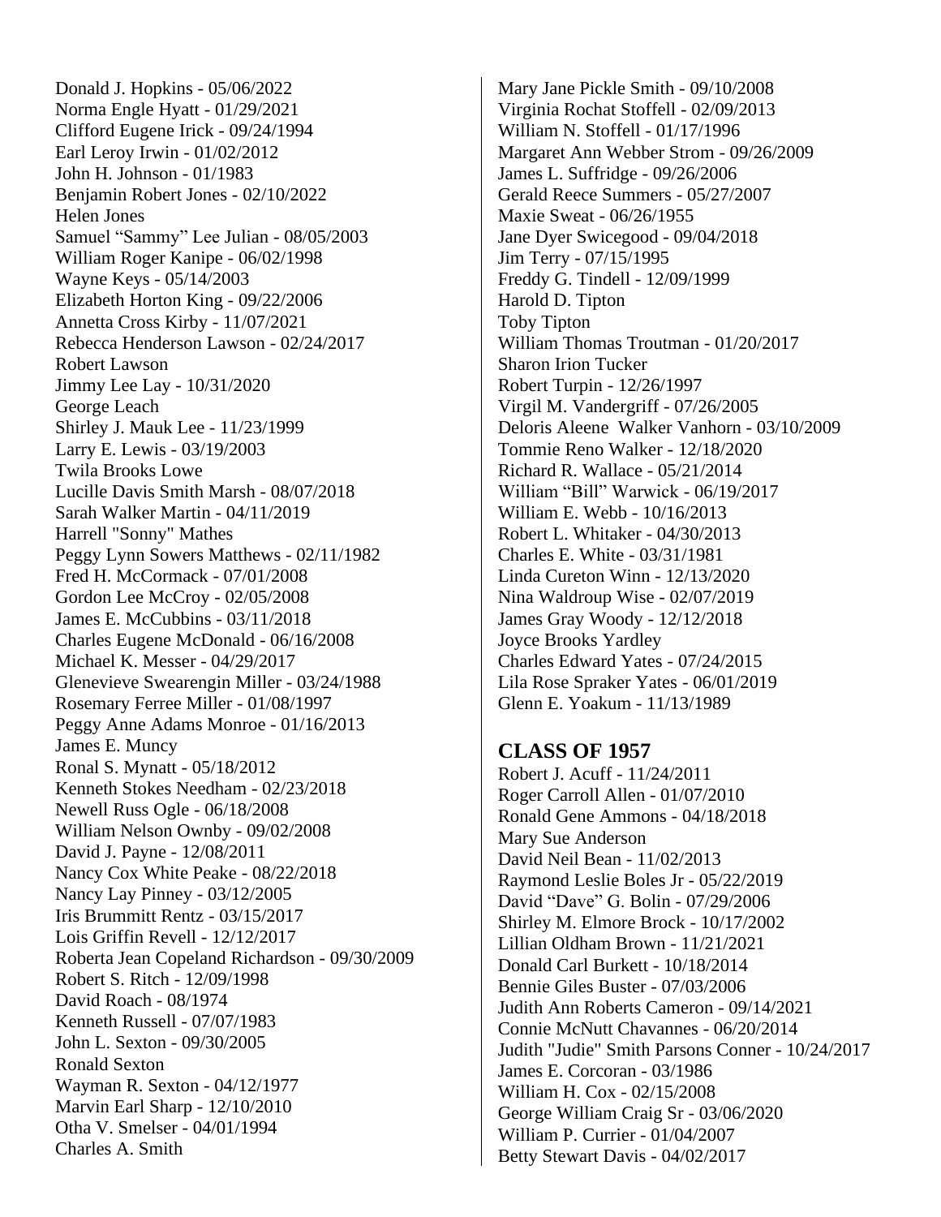Donald J. Hopkins - 05/06/2022
Norma Engle Hyatt - 01/29/2021
Clifford Eugene Irick - 09/24/1994
Earl Leroy Irwin - 01/02/2012
John H. Johnson - 01/1983
Benjamin Robert Jones - 02/10/2022
Helen Jones
Samuel “Sammy” Lee Julian - 08/05/2003
William Roger Kanipe - 06/02/1998
Wayne Keys - 05/14/2003
Elizabeth Horton King - 09/22/2006
Annetta Cross Kirby - 11/07/2021
Rebecca Henderson Lawson - 02/24/2017
Robert Lawson
Jimmy Lee Lay - 10/31/2020
George Leach
Shirley J. Mauk Lee - 11/23/1999
Larry E. Lewis - 03/19/2003
Twila Brooks Lowe
Lucille Davis Smith Marsh - 08/07/2018
Sarah Walker Martin - 04/11/2019
Harrell "Sonny" Mathes
Peggy Lynn Sowers Matthews - 02/11/1982
Fred H. McCormack - 07/01/2008
Gordon Lee McCroy - 02/05/2008
James E. McCubbins - 03/11/2018
Charles Eugene McDonald - 06/16/2008
Michael K. Messer - 04/29/2017
Glenevieve Swearengin Miller - 03/24/1988
Rosemary Ferree Miller - 01/08/1997
Peggy Anne Adams Monroe - 01/16/2013
James E. Muncy
Ronal S. Mynatt - 05/18/2012
Kenneth Stokes Needham - 02/23/2018
Newell Russ Ogle - 06/18/2008
William Nelson Ownby - 09/02/2008
David J. Payne - 12/08/2011
Nancy Cox White Peake - 08/22/2018
Nancy Lay Pinney - 03/12/2005
Iris Brummitt Rentz - 03/15/2017
Lois Griffin Revell - 12/12/2017
Roberta Jean Copeland Richardson - 09/30/2009
Robert S. Ritch - 12/09/1998
David Roach - 08/1974
Kenneth Russell - 07/07/1983
John L. Sexton - 09/30/2005
Ronald Sexton
Wayman R. Sexton - 04/12/1977
Marvin Earl Sharp - 12/10/2010
Otha V. Smelser - 04/01/1994
Charles A. Smith
Mary Jane Pickle Smith - 09/10/2008
Virginia Rochat Stoffell - 02/09/2013
William N. Stoffell - 01/17/1996
Margaret Ann Webber Strom - 09/26/2009
James L. Suffridge - 09/26/2006
Gerald Reece Summers - 05/27/2007
Maxie Sweat - 06/26/1955
Jane Dyer Swicegood - 09/04/2018
Jim Terry - 07/15/1995
Freddy G. Tindell - 12/09/1999
Harold D. Tipton
Toby Tipton
William Thomas Troutman - 01/20/2017
Sharon Irion Tucker
Robert Turpin - 12/26/1997
Virgil M. Vandergriff - 07/26/2005
Deloris Aleene Walker Vanhorn - 03/10/2009
Tommie Reno Walker - 12/18/2020
Richard R. Wallace - 05/21/2014
William “Bill” Warwick - 06/19/2017
William E. Webb - 10/16/2013
Robert L. Whitaker - 04/30/2013
Charles E. White - 03/31/1981
Linda Cureton Winn - 12/13/2020
Nina Waldroup Wise - 02/07/2019
James Gray Woody - 12/12/2018
Joyce Brooks Yardley
Charles Edward Yates - 07/24/2015
Lila Rose Spraker Yates - 06/01/2019
Glenn E. Yoakum - 11/13/1989

## CLASS OF 1957

Robert J. Acuff - 11/24/2011
Roger Carroll Allen - 01/07/2010
Ronald Gene Ammons - 04/18/2018
Mary Sue Anderson
David Neil Bean - 11/02/2013
Raymond Leslie Boles Jr - 05/22/2019
David “Dave” G. Bolin - 07/29/2006
Shirley M. Elmore Brock - 10/17/2002
Lillian Oldham Brown - 11/21/2021
Donald Carl Burkett - 10/18/2014
Bennie Giles Buster - 07/03/2006
Judith Ann Roberts Cameron - 09/14/2021
Connie McNutt Chavannes - 06/20/2014
Judith "Judie" Smith Parsons Conner - 10/24/2017
James E. Corcoran - 03/1986
William H. Cox - 02/15/2008
George William Craig Sr - 03/06/2020
William P. Currier - 01/04/2007
Betty Stewart Davis - 04/02/2017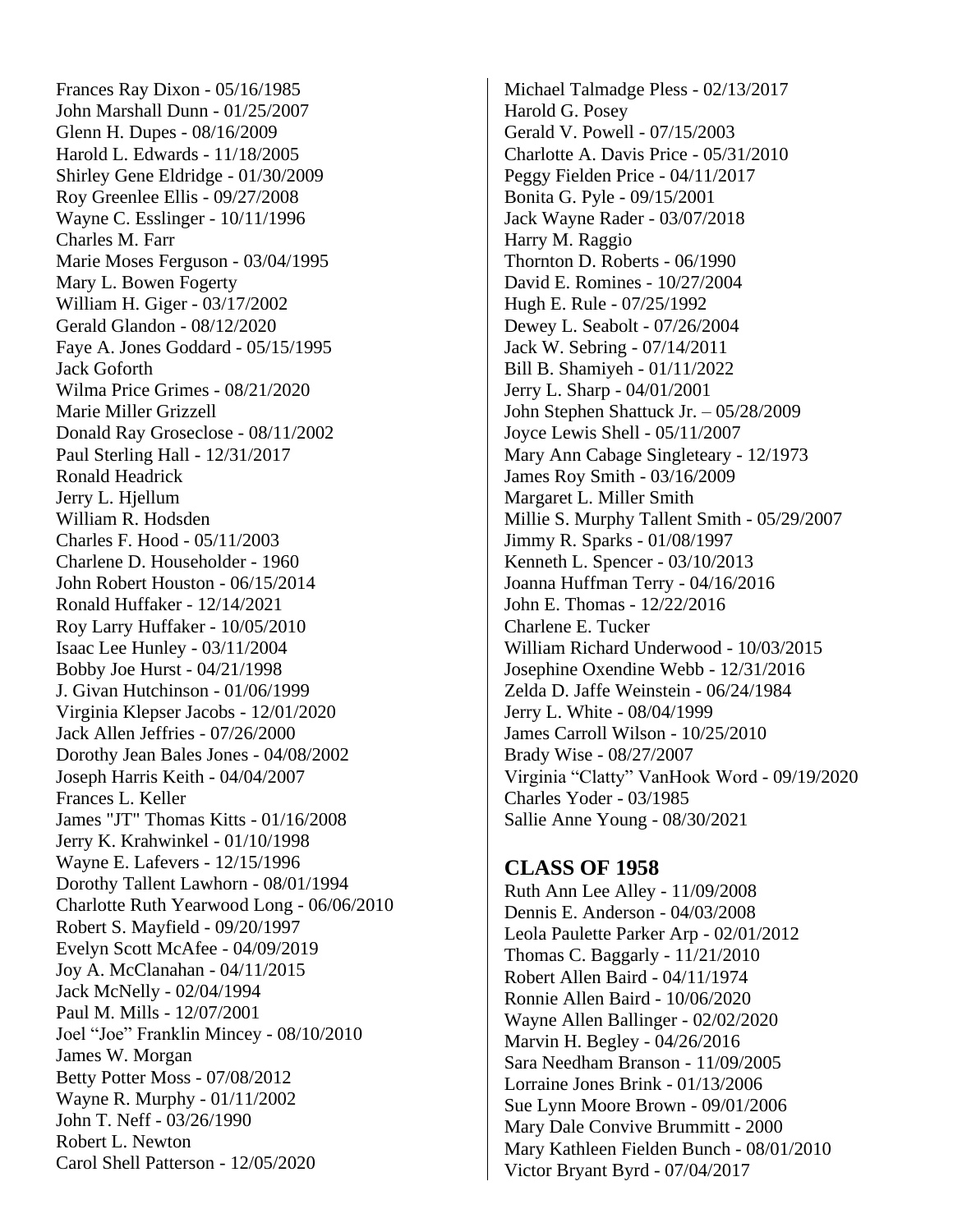Frances Ray Dixon - 05/16/1985
John Marshall Dunn - 01/25/2007
Glenn H. Dupes - 08/16/2009
Harold L. Edwards - 11/18/2005
Shirley Gene Eldridge - 01/30/2009
Roy Greenlee Ellis - 09/27/2008
Wayne C. Esslinger - 10/11/1996
Charles M. Farr
Marie Moses Ferguson - 03/04/1995
Mary L. Bowen Fogerty
William H. Giger - 03/17/2002
Gerald Glandon - 08/12/2020
Faye A. Jones Goddard - 05/15/1995
Jack Goforth
Wilma Price Grimes - 08/21/2020
Marie Miller Grizzell
Donald Ray Groseclose - 08/11/2002
Paul Sterling Hall - 12/31/2017
Ronald Headrick
Jerry L. Hjellum
William R. Hodsden
Charles F. Hood - 05/11/2003
Charlene D. Householder - 1960
John Robert Houston - 06/15/2014
Ronald Huffaker - 12/14/2021
Roy Larry Huffaker - 10/05/2010
Isaac Lee Hunley - 03/11/2004
Bobby Joe Hurst - 04/21/1998
J. Givan Hutchinson - 01/06/1999
Virginia Klepser Jacobs - 12/01/2020
Jack Allen Jeffries - 07/26/2000
Dorothy Jean Bales Jones - 04/08/2002
Joseph Harris Keith - 04/04/2007
Frances L. Keller
James "JT" Thomas Kitts - 01/16/2008
Jerry K. Krahwinkel - 01/10/1998
Wayne E. Lafevers - 12/15/1996
Dorothy Tallent Lawhorn - 08/01/1994
Charlotte Ruth Yearwood Long - 06/06/2010
Robert S. Mayfield - 09/20/1997
Evelyn Scott McAfee - 04/09/2019
Joy A. McClanahan - 04/11/2015
Jack McNelly - 02/04/1994
Paul M. Mills - 12/07/2001
Joel "Joe" Franklin Mincey - 08/10/2010
James W. Morgan
Betty Potter Moss - 07/08/2012
Wayne R. Murphy - 01/11/2002
John T. Neff - 03/26/1990
Robert L. Newton
Carol Shell Patterson - 12/05/2020
Michael Talmadge Pless - 02/13/2017
Harold G. Posey
Gerald V. Powell - 07/15/2003
Charlotte A. Davis Price - 05/31/2010
Peggy Fielden Price - 04/11/2017
Bonita G. Pyle - 09/15/2001
Jack Wayne Rader - 03/07/2018
Harry M. Raggio
Thornton D. Roberts - 06/1990
David E. Romines - 10/27/2004
Hugh E. Rule - 07/25/1992
Dewey L. Seabolt - 07/26/2004
Jack W. Sebring - 07/14/2011
Bill B. Shamiyeh - 01/11/2022
Jerry L. Sharp - 04/01/2001
John Stephen Shattuck Jr. – 05/28/2009
Joyce Lewis Shell - 05/11/2007
Mary Ann Cabage Singleteary - 12/1973
James Roy Smith - 03/16/2009
Margaret L. Miller Smith
Millie S. Murphy Tallent Smith - 05/29/2007
Jimmy R. Sparks - 01/08/1997
Kenneth L. Spencer - 03/10/2013
Joanna Huffman Terry - 04/16/2016
John E. Thomas - 12/22/2016
Charlene E. Tucker
William Richard Underwood - 10/03/2015
Josephine Oxendine Webb - 12/31/2016
Zelda D. Jaffe Weinstein - 06/24/1984
Jerry L. White - 08/04/1999
James Carroll Wilson - 10/25/2010
Brady Wise - 08/27/2007
Virginia "Clatty" VanHook Word - 09/19/2020
Charles Yoder - 03/1985
Sallie Anne Young - 08/30/2021

## CLASS OF 1958

Ruth Ann Lee Alley - 11/09/2008
Dennis E. Anderson - 04/03/2008
Leola Paulette Parker Arp - 02/01/2012
Thomas C. Baggarly - 11/21/2010
Robert Allen Baird - 04/11/1974
Ronnie Allen Baird - 10/06/2020
Wayne Allen Ballinger - 02/02/2020
Marvin H. Begley - 04/26/2016
Sara Needham Branson - 11/09/2005
Lorraine Jones Brink - 01/13/2006
Sue Lynn Moore Brown - 09/01/2006
Mary Dale Convive Brummitt - 2000
Mary Kathleen Fielden Bunch - 08/01/2010
Victor Bryant Byrd - 07/04/2017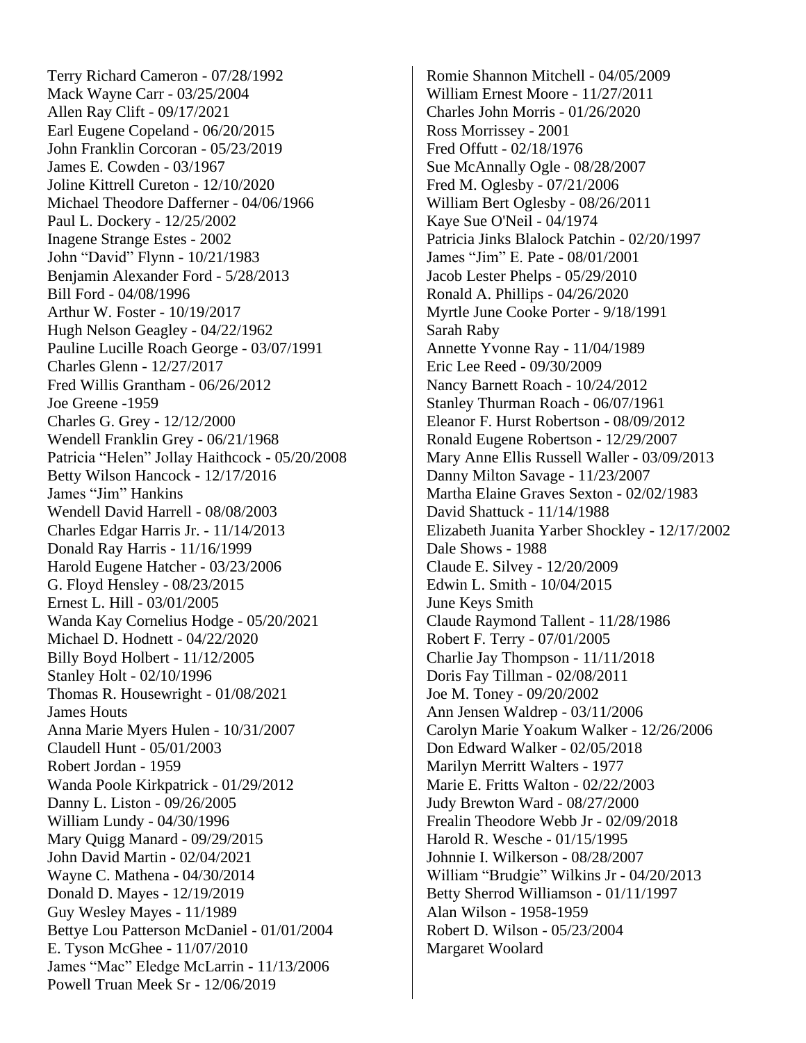Terry Richard Cameron - 07/28/1992
Mack Wayne Carr - 03/25/2004
Allen Ray Clift - 09/17/2021
Earl Eugene Copeland - 06/20/2015
John Franklin Corcoran - 05/23/2019
James E. Cowden - 03/1967
Joline Kittrell Cureton - 12/10/2020
Michael Theodore Daffener - 04/06/1966
Paul L. Dockery - 12/25/2002
Inagene Strange Estes - 2002
John "David" Flynn - 10/21/1983
Benjamin Alexander Ford - 5/28/2013
Bill Ford - 04/08/1996
Arthur W. Foster - 10/19/2017
Hugh Nelson Geagley - 04/22/1962
Pauline Lucille Roach George - 03/07/1991
Charles Glenn - 12/27/2017
Fred Willis Grantham - 06/26/2012
Joe Greene -1959
Charles G. Grey - 12/12/2000
Wendell Franklin Grey - 06/21/1968
Patricia "Helen" Jollay Haithcock - 05/20/2008
Betty Wilson Hancock - 12/17/2016
James "Jim" Hankins
Wendell David Harrell - 08/08/2003
Charles Edgar Harris Jr. - 11/14/2013
Donald Ray Harris - 11/16/1999
Harold Eugene Hatcher - 03/23/2006
G. Floyd Hensley - 08/23/2015
Ernest L. Hill - 03/01/2005
Wanda Kay Cornelius Hodge - 05/20/2021
Michael D. Hodnett - 04/22/2020
Billy Boyd Holbert - 11/12/2005
Stanley Holt - 02/10/1996
Thomas R. Housewright - 01/08/2021
James Houts
Anna Marie Myers Hulen - 10/31/2007
Claudell Hunt - 05/01/2003
Robert Jordan - 1959
Wanda Poole Kirkpatrick - 01/29/2012
Danny L. Liston - 09/26/2005
William Lundy - 04/30/1996
Mary Quigg Manard - 09/29/2015
John David Martin - 02/04/2021
Wayne C. Mathena - 04/30/2014
Donald D. Mayes - 12/19/2019
Guy Wesley Mayes - 11/1989
Bettye Lou Patterson McDaniel - 01/01/2004
E. Tyson McGhee - 11/07/2010
James "Mac" Eledge McLarrin - 11/13/2006
Powell Truan Meek Sr - 12/06/2019
Romie Shannon Mitchell - 04/05/2009
William Ernest Moore - 11/27/2011
Charles John Morris - 01/26/2020
Ross Morrissey - 2001
Fred Offutt - 02/18/1976
Sue McAnnally Ogle - 08/28/2007
Fred M. Oglesby - 07/21/2006
William Bert Oglesby - 08/26/2011
Kaye Sue O'Neil - 04/1974
Patricia Jinks Blalock Patchin - 02/20/1997
James "Jim" E. Pate - 08/01/2001
Jacob Lester Phelps - 05/29/2010
Ronald A. Phillips - 04/26/2020
Myrtle June Cooke Porter - 9/18/1991
Sarah Raby
Annette Yvonne Ray - 11/04/1989
Eric Lee Reed - 09/30/2009
Nancy Barnett Roach - 10/24/2012
Stanley Thurman Roach - 06/07/1961
Eleanor F. Hurst Robertson - 08/09/2012
Ronald Eugene Robertson - 12/29/2007
Mary Anne Ellis Russell Waller - 03/09/2013
Danny Milton Savage - 11/23/2007
Martha Elaine Graves Sexton - 02/02/1983
David Shattuck - 11/14/1988
Elizabeth Juanita Yarber Shockley - 12/17/2002
Dale Shows - 1988
Claude E. Silvey - 12/20/2009
Edwin L. Smith - 10/04/2015
June Keys Smith
Claude Raymond Tallent - 11/28/1986
Robert F. Terry - 07/01/2005
Charlie Jay Thompson - 11/11/2018
Doris Fay Tillman - 02/08/2011
Joe M. Toney - 09/20/2002
Ann Jensen Waldrep - 03/11/2006
Carolyn Marie Yoakum Walker - 12/26/2006
Don Edward Walker - 02/05/2018
Marilyn Merritt Walters - 1977
Marie E. Fritts Walton - 02/22/2003
Judy Brewton Ward - 08/27/2000
Frealin Theodore Webb Jr - 02/09/2018
Harold R. Wesche - 01/15/1995
Johnnie I. Wilkerson - 08/28/2007
William "Brudgie" Wilkins Jr - 04/20/2013
Betty Sherrod Williamson - 01/11/1997
Alan Wilson - 1958-1959
Robert D. Wilson - 05/23/2004
Margaret Woolard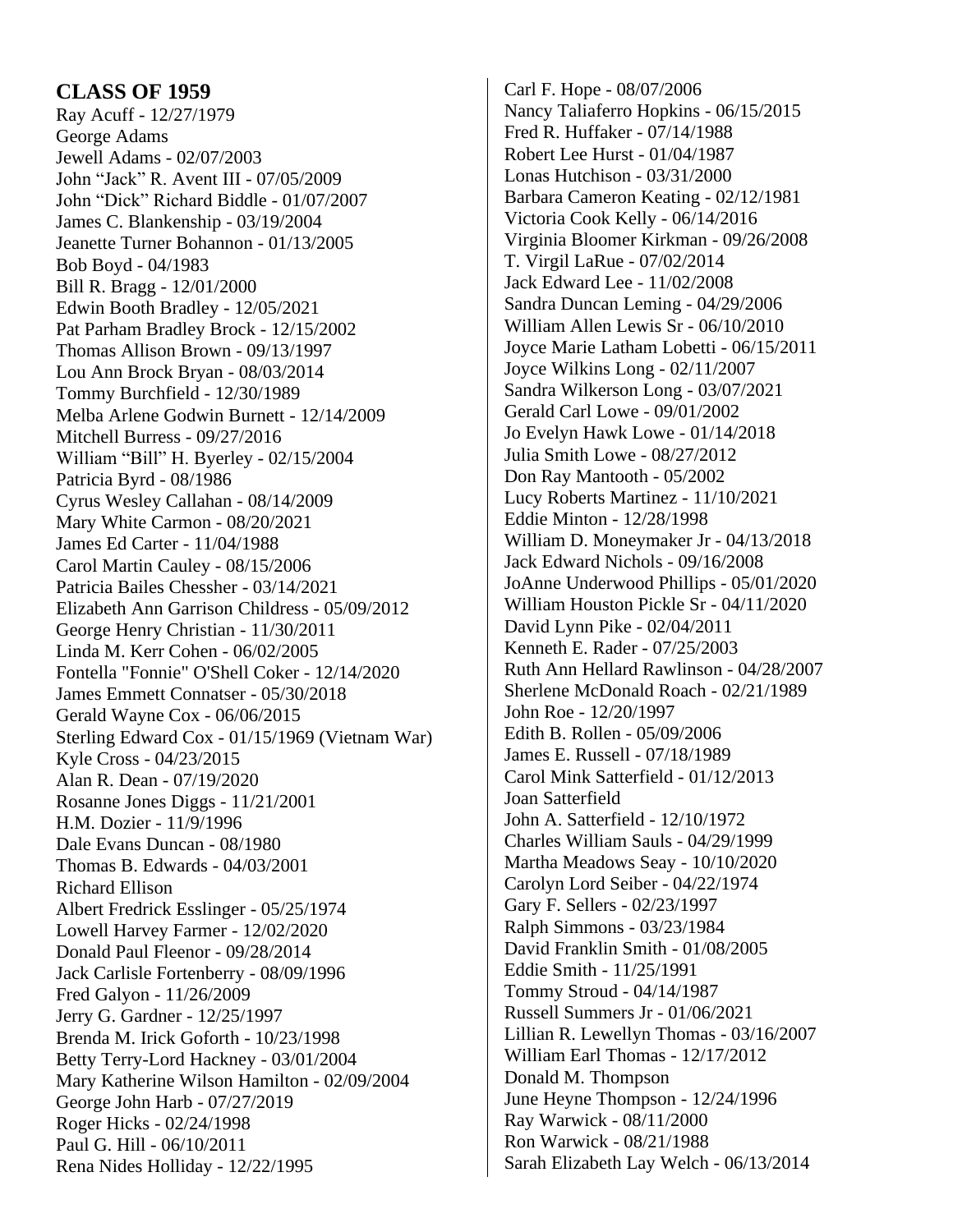## CLASS OF 1959

Ray Acuff - 12/27/1979
George Adams
Jewell Adams - 02/07/2003
John "Jack" R. Avent III - 07/05/2009
John "Dick" Richard Biddle - 01/07/2007
James C. Blankenship - 03/19/2004
Jeanette Turner Bohannon - 01/13/2005
Bob Boyd - 04/1983
Bill R. Bragg - 12/01/2000
Edwin Booth Bradley - 12/05/2021
Pat Parham Bradley Brock - 12/15/2002
Thomas Allison Brown - 09/13/1997
Lou Ann Brock Bryan - 08/03/2014
Tommy Burchfield - 12/30/1989
Melba Arlene Godwin Burnett - 12/14/2009
Mitchell Burress - 09/27/2016
William "Bill" H. Byerley - 02/15/2004
Patricia Byrd - 08/1986
Cyrus Wesley Callahan - 08/14/2009
Mary White Carmon - 08/20/2021
James Ed Carter - 11/04/1988
Carol Martin Cauley - 08/15/2006
Patricia Bailes Chessher - 03/14/2021
Elizabeth Ann Garrison Childress - 05/09/2012
George Henry Christian - 11/30/2011
Linda M. Kerr Cohen - 06/02/2005
Fontella "Fonnie" O'Shell Coker - 12/14/2020
James Emmett Connatser - 05/30/2018
Gerald Wayne Cox - 06/06/2015
Sterling Edward Cox - 01/15/1969 (Vietnam War)
Kyle Cross - 04/23/2015
Alan R. Dean - 07/19/2020
Rosanne Jones Diggs - 11/21/2001
H.M. Dozier - 11/9/1996
Dale Evans Duncan - 08/1980
Thomas B. Edwards - 04/03/2001
Richard Ellison
Albert Fredrick Esslinger - 05/25/1974
Lowell Harvey Farmer - 12/02/2020
Donald Paul Fleenor - 09/28/2014
Jack Carlisle Fortenberry - 08/09/1996
Fred Galyon - 11/26/2009
Jerry G. Gardner - 12/25/1997
Brenda M. Irick Goforth - 10/23/1998
Betty Terry-Lord Hackney - 03/01/2004
Mary Katherine Wilson Hamilton - 02/09/2004
George John Harb - 07/27/2019
Roger Hicks - 02/24/1998
Paul G. Hill - 06/10/2011
Rena Nides Holliday - 12/22/1995
Carl F. Hope - 08/07/2006
Nancy Taliaferro Hopkins - 06/15/2015
Fred R. Huffaker - 07/14/1988
Robert Lee Hurst - 01/04/1987
Lonas Hutchison - 03/31/2000
Barbara Cameron Keating - 02/12/1981
Victoria Cook Kelly - 06/14/2016
Virginia Bloomer Kirkman - 09/26/2008
T. Virgil LaRue - 07/02/2014
Jack Edward Lee - 11/02/2008
Sandra Duncan Leming - 04/29/2006
William Allen Lewis Sr - 06/10/2010
Joyce Marie Latham Lobetti - 06/15/2011
Joyce Wilkins Long - 02/11/2007
Sandra Wilkerson Long - 03/07/2021
Gerald Carl Lowe - 09/01/2002
Jo Evelyn Hawk Lowe - 01/14/2018
Julia Smith Lowe - 08/27/2012
Don Ray Mantooth - 05/2002
Lucy Roberts Martinez - 11/10/2021
Eddie Minton - 12/28/1998
William D. Moneymaker Jr - 04/13/2018
Jack Edward Nichols - 09/16/2008
JoAnne Underwood Phillips - 05/01/2020
William Houston Pickle Sr - 04/11/2020
David Lynn Pike - 02/04/2011
Kenneth E. Rader - 07/25/2003
Ruth Ann Hellard Rawlinson - 04/28/2007
Sherlene McDonald Roach - 02/21/1989
John Roe - 12/20/1997
Edith B. Rollen - 05/09/2006
James E. Russell - 07/18/1989
Carol Mink Satterfield - 01/12/2013
Joan Satterfield
John A. Satterfield - 12/10/1972
Charles William Sauls - 04/29/1999
Martha Meadows Seay - 10/10/2020
Carolyn Lord Seiber - 04/22/1974
Gary F. Sellers - 02/23/1997
Ralph Simmons - 03/23/1984
David Franklin Smith - 01/08/2005
Eddie Smith - 11/25/1991
Tommy Stroud - 04/14/1987
Russell Summers Jr - 01/06/2021
Lillian R. Lewellyn Thomas - 03/16/2007
William Earl Thomas - 12/17/2012
Donald M. Thompson
June Heyne Thompson - 12/24/1996
Ray Warwick - 08/11/2000
Ron Warwick - 08/21/1988
Sarah Elizabeth Lay Welch - 06/13/2014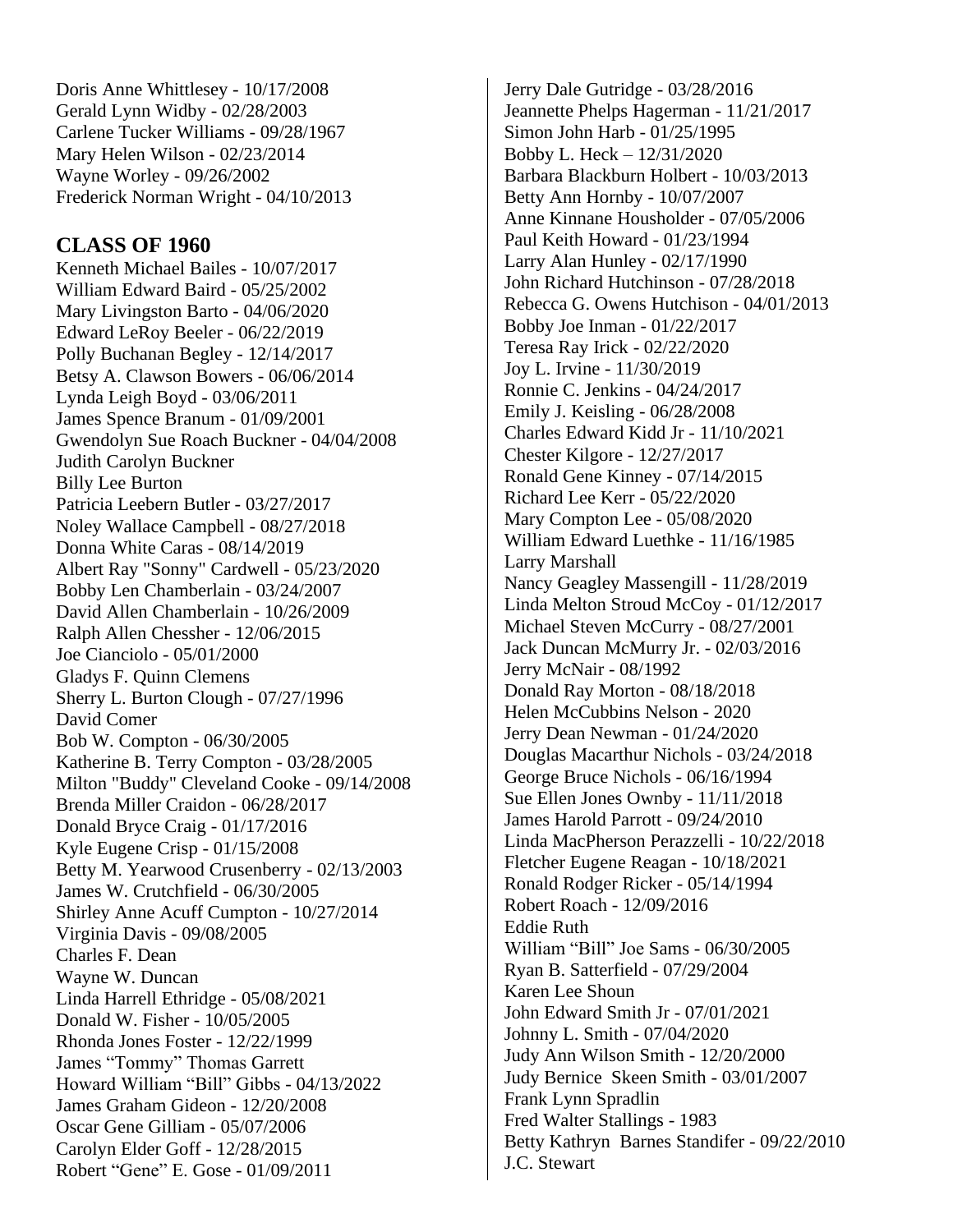Doris Anne Whittlesey - 10/17/2008
Gerald Lynn Widby - 02/28/2003
Carlene Tucker Williams - 09/28/1967
Mary Helen Wilson - 02/23/2014
Wayne Worley - 09/26/2002
Frederick Norman Wright - 04/10/2013

## CLASS OF 1960

Kenneth Michael Bailes - 10/07/2017
William Edward Baird - 05/25/2002
Mary Livingston Barto - 04/06/2020
Edward LeRoy Beeler - 06/22/2019
Polly Buchanan Begley - 12/14/2017
Betsy A. Clawson Bowers - 06/06/2014
Lynda Leigh Boyd - 03/06/2011
James Spence Branum - 01/09/2001
Gwendolyn Sue Roach Buckner - 04/04/2008
Judith Carolyn Buckner
Billy Lee Burton
Patricia Leebern Butler - 03/27/2017
Noley Wallace Campbell - 08/27/2018
Donna White Caras - 08/14/2019
Albert Ray "Sonny" Cardwell - 05/23/2020
Bobby Len Chamberlain - 03/24/2007
David Allen Chamberlain - 10/26/2009
Ralph Allen Chessher - 12/06/2015
Joe Cianciolo - 05/01/2000
Gladys F. Quinn Clemens
Sherry L. Burton Clough - 07/27/1996
David Comer
Bob W. Compton - 06/30/2005
Katherine B. Terry Compton - 03/28/2005
Milton "Buddy" Cleveland Cooke - 09/14/2008
Brenda Miller Craidon - 06/28/2017
Donald Bryce Craig - 01/17/2016
Kyle Eugene Crisp - 01/15/2008
Betty M. Yearwood Crusenberry - 02/13/2003
James W. Crutchfield - 06/30/2005
Shirley Anne Acuff Cumpton - 10/27/2014
Virginia Davis - 09/08/2005
Charles F. Dean
Wayne W. Duncan
Linda Harrell Ethridge - 05/08/2021
Donald W. Fisher - 10/05/2005
Rhonda Jones Foster - 12/22/1999
James "Tommy" Thomas Garrett
Howard William "Bill" Gibbs - 04/13/2022
James Graham Gideon - 12/20/2008
Oscar Gene Gilliam - 05/07/2006
Carolyn Elder Goff - 12/28/2015
Robert "Gene" E. Gose - 01/09/2011
Jerry Dale Gutridge - 03/28/2016
Jeannette Phelps Hagerman - 11/21/2017
Simon John Harb - 01/25/1995
Bobby L. Heck – 12/31/2020
Barbara Blackburn Holbert - 10/03/2013
Betty Ann Hornby - 10/07/2007
Anne Kinnane Housholder - 07/05/2006
Paul Keith Howard - 01/23/1994
Larry Alan Hunley - 02/17/1990
John Richard Hutchinson - 07/28/2018
Rebecca G. Owens Hutchison - 04/01/2013
Bobby Joe Inman - 01/22/2017
Teresa Ray Irick - 02/22/2020
Joy L. Irvine - 11/30/2019
Ronnie C. Jenkins - 04/24/2017
Emily J. Keisling - 06/28/2008
Charles Edward Kidd Jr - 11/10/2021
Chester Kilgore - 12/27/2017
Ronald Gene Kinney - 07/14/2015
Richard Lee Kerr - 05/22/2020
Mary Compton Lee - 05/08/2020
William Edward Luethke - 11/16/1985
Larry Marshall
Nancy Geagley Massengill - 11/28/2019
Linda Melton Stroud McCoy - 01/12/2017
Michael Steven McCurry - 08/27/2001
Jack Duncan McMurry Jr. - 02/03/2016
Jerry McNair - 08/1992
Donald Ray Morton - 08/18/2018
Helen McCubbins Nelson - 2020
Jerry Dean Newman - 01/24/2020
Douglas Macarthur Nichols - 03/24/2018
George Bruce Nichols - 06/16/1994
Sue Ellen Jones Ownby - 11/11/2018
James Harold Parrott - 09/24/2010
Linda MacPherson Perazzelli - 10/22/2018
Fletcher Eugene Reagan - 10/18/2021
Ronald Rodger Ricker - 05/14/1994
Robert Roach - 12/09/2016
Eddie Ruth
William "Bill" Joe Sams - 06/30/2005
Ryan B. Satterfield - 07/29/2004
Karen Lee Shoun
John Edward Smith Jr - 07/01/2021
Johnny L. Smith - 07/04/2020
Judy Ann Wilson Smith - 12/20/2000
Judy Bernice Skeen Smith - 03/01/2007
Frank Lynn Spradlin
Fred Walter Stallings - 1983
Betty Kathryn Barnes Standifer - 09/22/2010
J.C. Stewart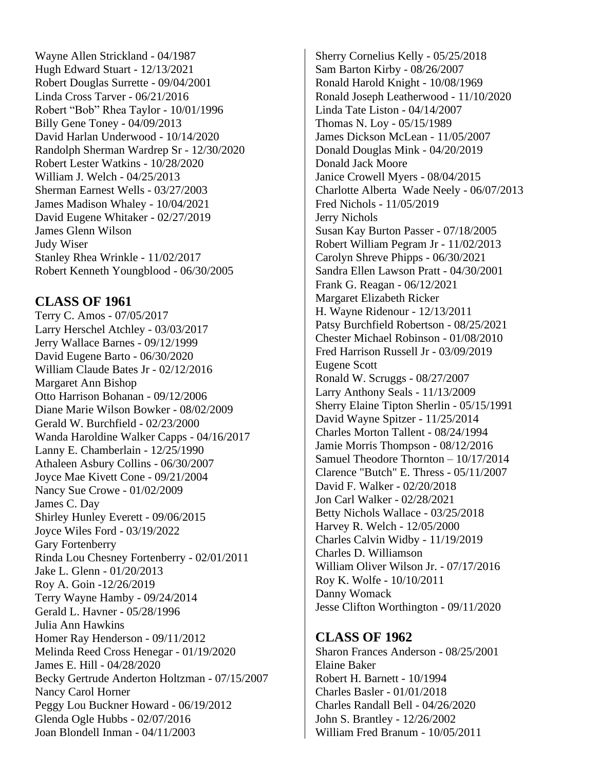Wayne Allen Strickland - 04/1987
Hugh Edward Stuart - 12/13/2021
Robert Douglas Surrette - 09/04/2001
Linda Cross Tarver - 06/21/2016
Robert "Bob" Rhea Taylor - 10/01/1996
Billy Gene Toney - 04/09/2013
David Harlan Underwood - 10/14/2020
Randolph Sherman Wardrep Sr - 12/30/2020
Robert Lester Watkins - 10/28/2020
William J. Welch - 04/25/2013
Sherman Earnest Wells - 03/27/2003
James Madison Whaley - 10/04/2021
David Eugene Whitaker - 02/27/2019
James Glenn Wilson
Judy Wiser
Stanley Rhea Wrinkle - 11/02/2017
Robert Kenneth Youngblood - 06/30/2005

## CLASS OF 1961

Terry C. Amos - 07/05/2017
Larry Herschel Atchley - 03/03/2017
Jerry Wallace Barnes - 09/12/1999
David Eugene Barto - 06/30/2020
William Claude Bates Jr - 02/12/2016
Margaret Ann Bishop
Otto Harrison Bohanan - 09/12/2006
Diane Marie Wilson Bowker - 08/02/2009
Gerald W. Burchfield - 02/23/2000
Wanda Haroldine Walker Capps - 04/16/2017
Lanny E. Chamberlain - 12/25/1990
Athaleen Asbury Collins - 06/30/2007
Joyce Mae Kivett Cone - 09/21/2004
Nancy Sue Crowe - 01/02/2009
James C. Day
Shirley Hunley Everett - 09/06/2015
Joyce Wiles Ford - 03/19/2022
Gary Fortenberry
Rinda Lou Chesney Fortenberry - 02/01/2011
Jake L. Glenn - 01/20/2013
Roy A. Goin -12/26/2019
Terry Wayne Hamby - 09/24/2014
Gerald L. Havner - 05/28/1996
Julia Ann Hawkins
Homer Ray Henderson - 09/11/2012
Melinda Reed Cross Henegar - 01/19/2020
James E. Hill - 04/28/2020
Becky Gertrude Anderton Holtzman - 07/15/2007
Nancy Carol Horner
Peggy Lou Buckner Howard - 06/19/2012
Glenda Ogle Hubbs - 02/07/2016
Joan Blondell Inman - 04/11/2003
Sherry Cornelius Kelly - 05/25/2018
Sam Barton Kirby - 08/26/2007
Ronald Harold Knight - 10/08/1969
Ronald Joseph Leatherwood - 11/10/2020
Linda Tate Liston - 04/14/2007
Thomas N. Loy - 05/15/1989
James Dickson McLean - 11/05/2007
Donald Douglas Mink - 04/20/2019
Donald Jack Moore
Janice Crowell Myers - 08/04/2015
Charlotte Alberta Wade Neely - 06/07/2013
Fred Nichols - 11/05/2019
Jerry Nichols
Susan Kay Burton Passer - 07/18/2005
Robert William Pegram Jr - 11/02/2013
Carolyn Shreve Phipps - 06/30/2021
Sandra Ellen Lawson Pratt - 04/30/2001
Frank G. Reagan - 06/12/2021
Margaret Elizabeth Ricker
H. Wayne Ridenour - 12/13/2011
Patsy Burchfield Robertson - 08/25/2021
Chester Michael Robinson - 01/08/2010
Fred Harrison Russell Jr - 03/09/2019
Eugene Scott
Ronald W. Scruggs - 08/27/2007
Larry Anthony Seals - 11/13/2009
Sherry Elaine Tipton Sherlin - 05/15/1991
David Wayne Spitzer - 11/25/2014
Charles Morton Tallent - 08/24/1994
Jamie Morris Thompson - 08/12/2016
Samuel Theodore Thornton – 10/17/2014
Clarence "Butch" E. Thress - 05/11/2007
David F. Walker - 02/20/2018
Jon Carl Walker - 02/28/2021
Betty Nichols Wallace - 03/25/2018
Harvey R. Welch - 12/05/2000
Charles Calvin Widby - 11/19/2019
Charles D. Williamson
William Oliver Wilson Jr. - 07/17/2016
Roy K. Wolfe - 10/10/2011
Danny Womack
Jesse Clifton Worthington - 09/11/2020

## CLASS OF 1962

Sharon Frances Anderson - 08/25/2001
Elaine Baker
Robert H. Barnett - 10/1994
Charles Basler - 01/01/2018
Charles Randall Bell - 04/26/2020
John S. Brantley - 12/26/2002
William Fred Branum - 10/05/2011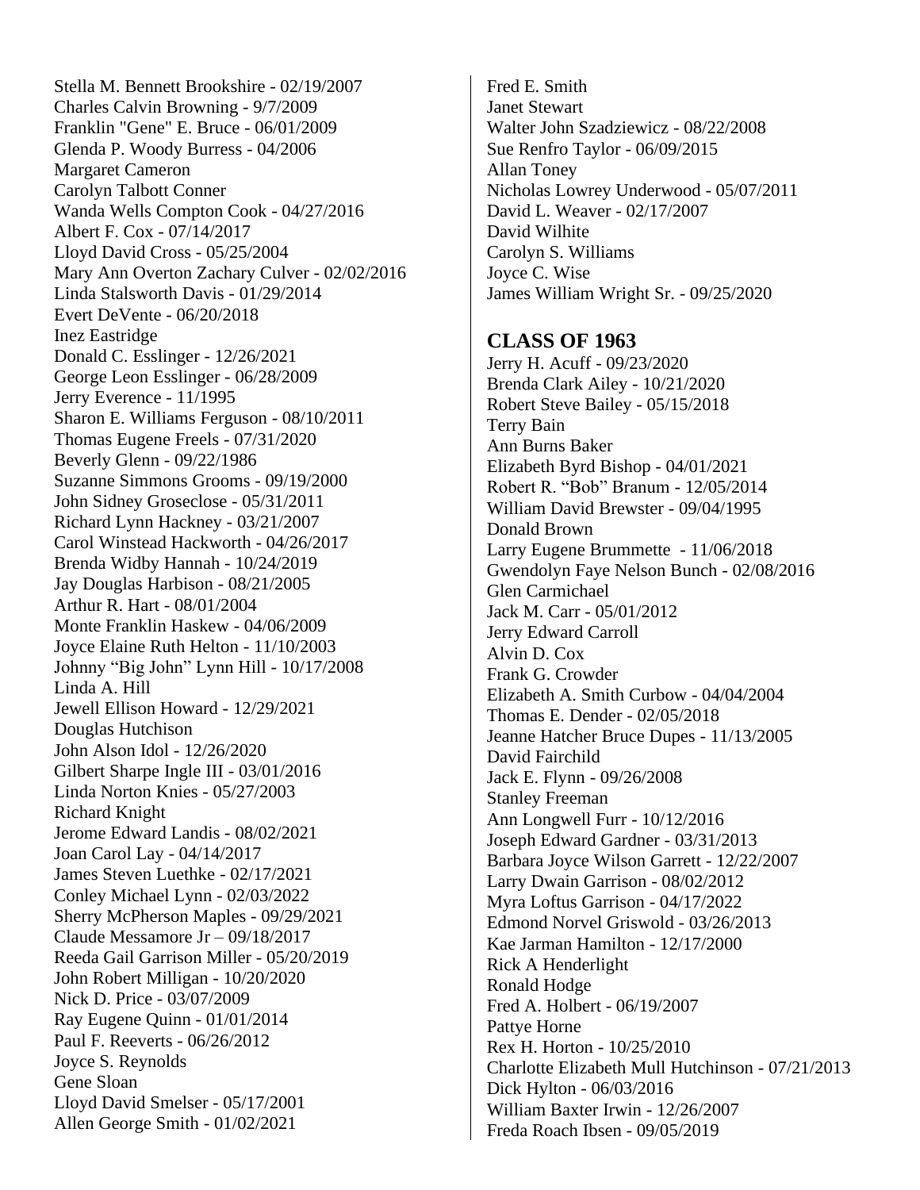Stella M. Bennett Brookshire - 02/19/2007
Charles Calvin Browning - 9/7/2009
Franklin "Gene" E. Bruce - 06/01/2009
Glenda P. Woody Burress - 04/2006
Margaret Cameron
Carolyn Talbott Conner
Wanda Wells Compton Cook - 04/27/2016
Albert F. Cox - 07/14/2017
Lloyd David Cross - 05/25/2004
Mary Ann Overton Zachary Culver - 02/02/2016
Linda Stalsworth Davis - 01/29/2014
Evert DeVente - 06/20/2018
Inez Eastridge
Donald C. Esslinger - 12/26/2021
George Leon Esslinger - 06/28/2009
Jerry Everence - 11/1995
Sharon E. Williams Ferguson - 08/10/2011
Thomas Eugene Freels - 07/31/2020
Beverly Glenn - 09/22/1986
Suzanne Simmons Grooms - 09/19/2000
John Sidney Groseclose - 05/31/2011
Richard Lynn Hackney - 03/21/2007
Carol Winstead Hackworth - 04/26/2017
Brenda Widby Hannah - 10/24/2019
Jay Douglas Harbison - 08/21/2005
Arthur R. Hart - 08/01/2004
Monte Franklin Haskew - 04/06/2009
Joyce Elaine Ruth Helton - 11/10/2003
Johnny "Big John" Lynn Hill - 10/17/2008
Linda A. Hill
Jewell Ellison Howard - 12/29/2021
Douglas Hutchison
John Alson Idol - 12/26/2020
Gilbert Sharpe Ingle III - 03/01/2016
Linda Norton Knies - 05/27/2003
Richard Knight
Jerome Edward Landis - 08/02/2021
Joan Carol Lay - 04/14/2017
James Steven Luethke - 02/17/2021
Conley Michael Lynn - 02/03/2022
Sherry McPherson Maples - 09/29/2021
Claude Messamore Jr – 09/18/2017
Reeda Gail Garrison Miller - 05/20/2019
John Robert Milligan - 10/20/2020
Nick D. Price - 03/07/2009
Ray Eugene Quinn - 01/01/2014
Paul F. Reeverts - 06/26/2012
Joyce S. Reynolds
Gene Sloan
Lloyd David Smelser - 05/17/2001
Allen George Smith - 01/02/2021
Fred E. Smith
Janet Stewart
Walter John Szadziewicz - 08/22/2008
Sue Renfro Taylor - 06/09/2015
Allan Toney
Nicholas Lowrey Underwood - 05/07/2011
David L. Weaver - 02/17/2007
David Wilhite
Carolyn S. Williams
Joyce C. Wise
James William Wright Sr. - 09/25/2020

## CLASS OF 1963

Jerry H. Acuff - 09/23/2020
Brenda Clark Ailey - 10/21/2020
Robert Steve Bailey - 05/15/2018
Terry Bain
Ann Burns Baker
Elizabeth Byrd Bishop - 04/01/2021
Robert R. "Bob" Branum - 12/05/2014
William David Brewster - 09/04/1995
Donald Brown
Larry Eugene Brummette - 11/06/2018
Gwendolyn Faye Nelson Bunch - 02/08/2016
Glen Carmichael
Jack M. Carr - 05/01/2012
Jerry Edward Carroll
Alvin D. Cox
Frank G. Crowder
Elizabeth A. Smith Curbow - 04/04/2004
Thomas E. Dender - 02/05/2018
Jeanne Hatcher Bruce Dupes - 11/13/2005
David Fairchild
Jack E. Flynn - 09/26/2008
Stanley Freeman
Ann Longwell Furr - 10/12/2016
Joseph Edward Gardner - 03/31/2013
Barbara Joyce Wilson Garrett - 12/22/2007
Larry Dwain Garrison - 08/02/2012
Myra Loftus Garrison - 04/17/2022
Edmond Norvel Griswold - 03/26/2013
Kae Jarman Hamilton - 12/17/2000
Rick A Henderlight
Ronald Hodge
Fred A. Holbert - 06/19/2007
Pattye Horne
Rex H. Horton - 10/25/2010
Charlotte Elizabeth Mull Hutchinson - 07/21/2013
Dick Hylton - 06/03/2016
William Baxter Irwin - 12/26/2007
Freda Roach Ibsen - 09/05/2019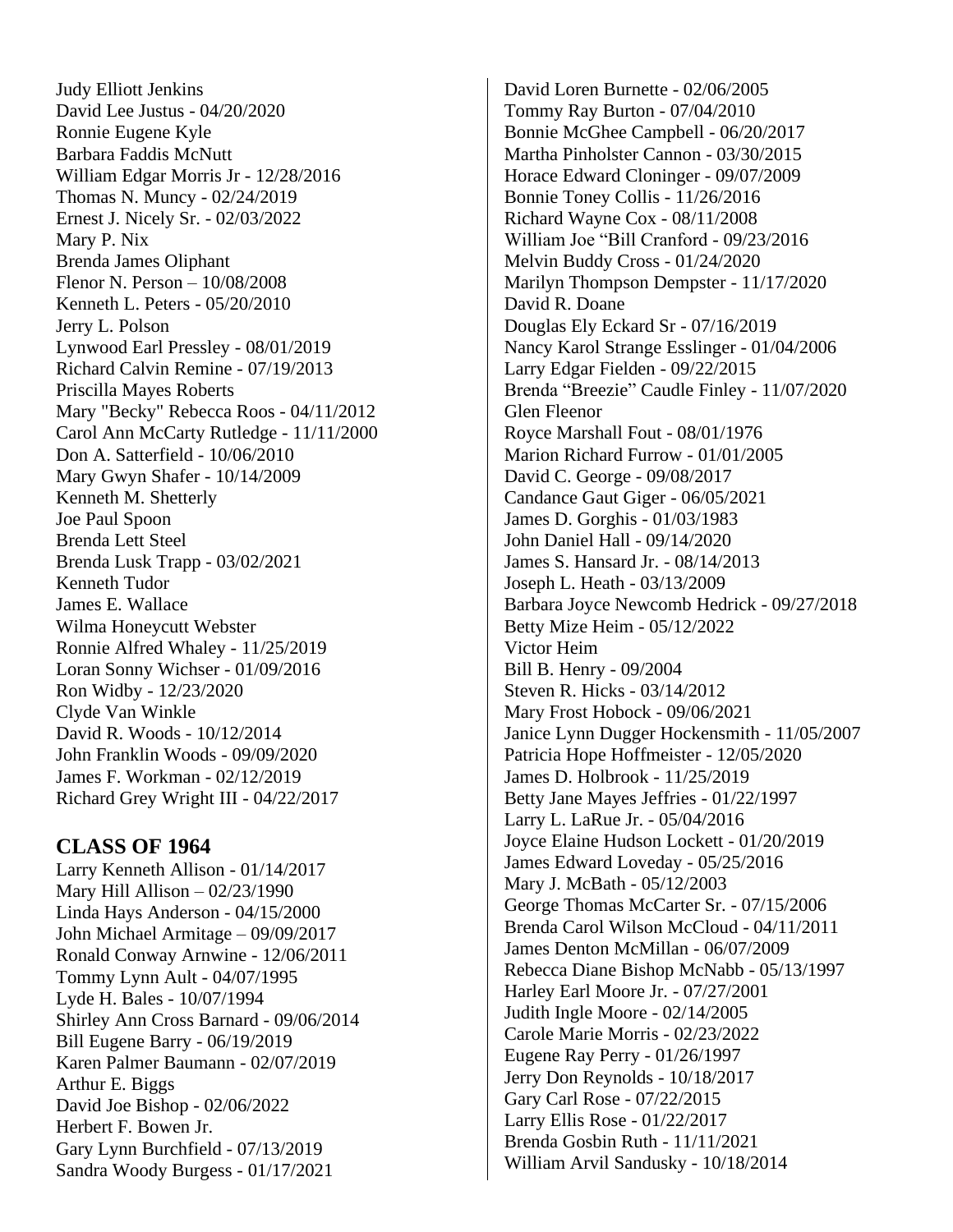Judy Elliott Jenkins
David Lee Justus - 04/20/2020
Ronnie Eugene Kyle
Barbara Faddis McNutt
William Edgar Morris Jr - 12/28/2016
Thomas N. Muncy - 02/24/2019
Ernest J. Nicely Sr. - 02/03/2022
Mary P. Nix
Brenda James Oliphant
Flenor N. Person – 10/08/2008
Kenneth L. Peters - 05/20/2010
Jerry L. Polson
Lynwood Earl Pressley - 08/01/2019
Richard Calvin Remine - 07/19/2013
Priscilla Mayes Roberts
Mary "Becky" Rebecca Roos - 04/11/2012
Carol Ann McCarty Rutledge - 11/11/2000
Don A. Satterfield - 10/06/2010
Mary Gwyn Shafer - 10/14/2009
Kenneth M. Shetterly
Joe Paul Spoon
Brenda Lett Steel
Brenda Lusk Trapp - 03/02/2021
Kenneth Tudor
James E. Wallace
Wilma Honeycutt Webster
Ronnie Alfred Whaley - 11/25/2019
Loran Sonny Wichser - 01/09/2016
Ron Widby - 12/23/2020
Clyde Van Winkle
David R. Woods - 10/12/2014
John Franklin Woods - 09/09/2020
James F. Workman - 02/12/2019
Richard Grey Wright III - 04/22/2017

## CLASS OF 1964

Larry Kenneth Allison - 01/14/2017
Mary Hill Allison – 02/23/1990
Linda Hays Anderson - 04/15/2000
John Michael Armitage – 09/09/2017
Ronald Conway Arnwine - 12/06/2011
Tommy Lynn Ault - 04/07/1995
Lyde H. Bales - 10/07/1994
Shirley Ann Cross Barnard - 09/06/2014
Bill Eugene Barry - 06/19/2019
Karen Palmer Baumann - 02/07/2019
Arthur E. Biggs
David Joe Bishop - 02/06/2022
Herbert F. Bowen Jr.
Gary Lynn Burchfield - 07/13/2019
Sandra Woody Burgess - 01/17/2021
David Loren Burnette - 02/06/2005
Tommy Ray Burton - 07/04/2010
Bonnie McGhee Campbell - 06/20/2017
Martha Pinholster Cannon - 03/30/2015
Horace Edward Cloninger - 09/07/2009
Bonnie Toney Collis - 11/26/2016
Richard Wayne Cox - 08/11/2008
William Joe "Bill Cranford - 09/23/2016
Melvin Buddy Cross - 01/24/2020
Marilyn Thompson Dempster - 11/17/2020
David R. Doane
Douglas Ely Eckard Sr - 07/16/2019
Nancy Karol Strange Esslinger - 01/04/2006
Larry Edgar Fielden - 09/22/2015
Brenda "Breezie" Caudle Finley - 11/07/2020
Glen Fleenor
Royce Marshall Fout - 08/01/1976
Marion Richard Furrow - 01/01/2005
David C. George - 09/08/2017
Candance Gaut Giger - 06/05/2021
James D. Gorghis - 01/03/1983
John Daniel Hall - 09/14/2020
James S. Hansard Jr. - 08/14/2013
Joseph L. Heath - 03/13/2009
Barbara Joyce Newcomb Hedrick - 09/27/2018
Betty Mize Heim - 05/12/2022
Victor Heim
Bill B. Henry - 09/2004
Steven R. Hicks - 03/14/2012
Mary Frost Hobock - 09/06/2021
Janice Lynn Dugger Hockensmith - 11/05/2007
Patricia Hope Hoffmeister - 12/05/2020
James D. Holbrook - 11/25/2019
Betty Jane Mayes Jeffries - 01/22/1997
Larry L. LaRue Jr. - 05/04/2016
Joyce Elaine Hudson Lockett - 01/20/2019
James Edward Loveday - 05/25/2016
Mary J. McBath - 05/12/2003
George Thomas McCarter Sr. - 07/15/2006
Brenda Carol Wilson McCloud - 04/11/2011
James Denton McMillan - 06/07/2009
Rebecca Diane Bishop McNabb - 05/13/1997
Harley Earl Moore Jr. - 07/27/2001
Judith Ingle Moore - 02/14/2005
Carole Marie Morris - 02/23/2022
Eugene Ray Perry - 01/26/1997
Jerry Don Reynolds - 10/18/2017
Gary Carl Rose - 07/22/2015
Larry Ellis Rose - 01/22/2017
Brenda Gosbin Ruth - 11/11/2021
William Arvil Sandusky - 10/18/2014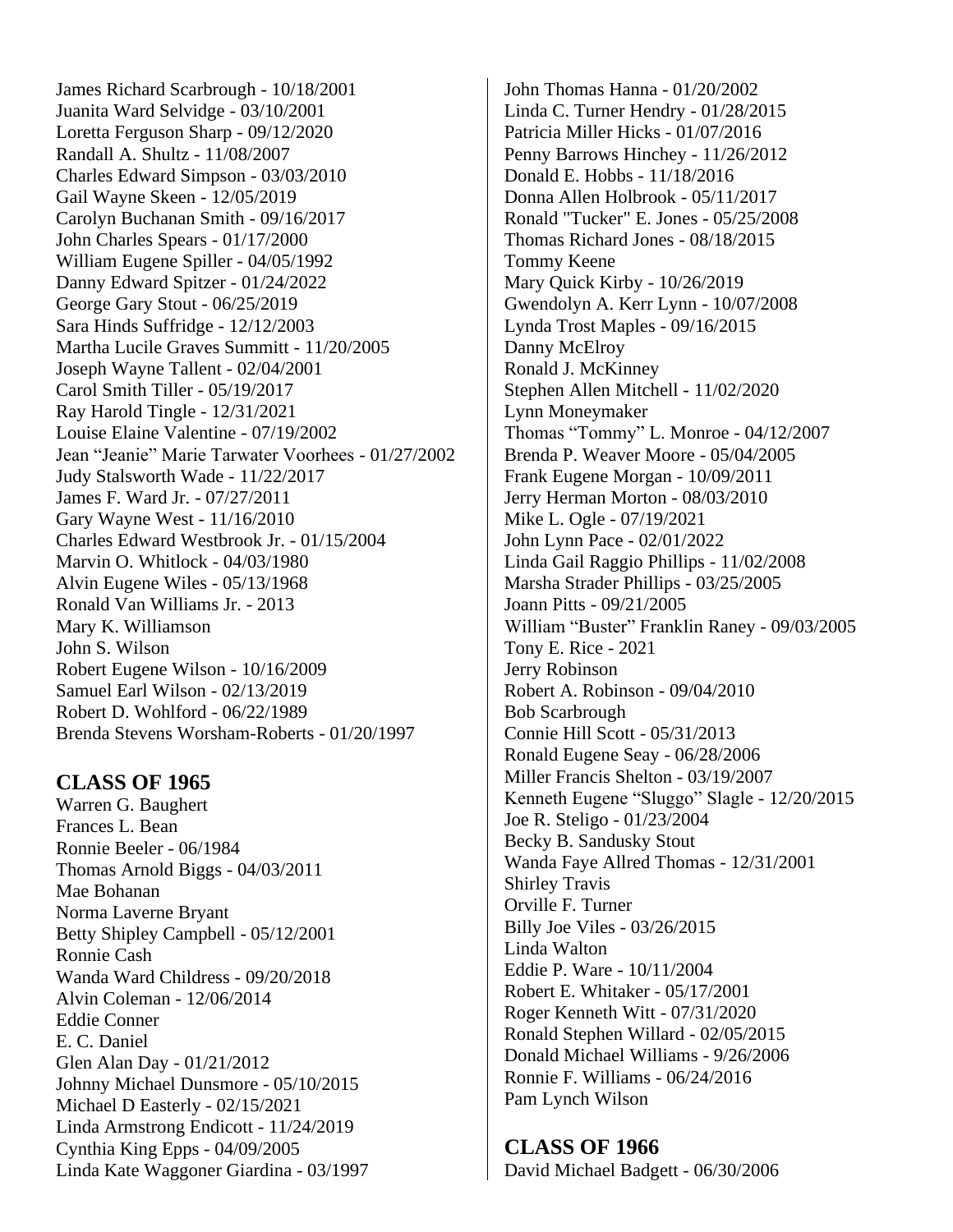James Richard Scarbrough - 10/18/2001
Juanita Ward Selvidge - 03/10/2001
Loretta Ferguson Sharp - 09/12/2020
Randall A. Shultz - 11/08/2007
Charles Edward Simpson - 03/03/2010
Gail Wayne Skeen - 12/05/2019
Carolyn Buchanan Smith - 09/16/2017
John Charles Spears - 01/17/2000
William Eugene Spiller - 04/05/1992
Danny Edward Spitzer - 01/24/2022
George Gary Stout - 06/25/2019
Sara Hinds Suffridge - 12/12/2003
Martha Lucile Graves Summitt - 11/20/2005
Joseph Wayne Tallent - 02/04/2001
Carol Smith Tiller - 05/19/2017
Ray Harold Tingle - 12/31/2021
Louise Elaine Valentine - 07/19/2002
Jean “Jeanie” Marie Tarwater Voorhees - 01/27/2002
Judy Stalsworth Wade - 11/22/2017
James F. Ward Jr. - 07/27/2011
Gary Wayne West - 11/16/2010
Charles Edward Westbrook Jr. - 01/15/2004
Marvin O. Whitlock - 04/03/1980
Alvin Eugene Wiles - 05/13/1968
Ronald Van Williams Jr. - 2013
Mary K. Williamson
John S. Wilson
Robert Eugene Wilson - 10/16/2009
Samuel Earl Wilson - 02/13/2019
Robert D. Wohlford - 06/22/1989
Brenda Stevens Worsham-Roberts - 01/20/1997

## CLASS OF 1965

Warren G. Baughert
Frances L. Bean
Ronnie Beeler - 06/1984
Thomas Arnold Biggs - 04/03/2011
Mae Bohanan
Norma Laverne Bryant
Betty Shipley Campbell - 05/12/2001
Ronnie Cash
Wanda Ward Childress - 09/20/2018
Alvin Coleman - 12/06/2014
Eddie Conner
E. C. Daniel
Glen Alan Day - 01/21/2012
Johnny Michael Dunsmore - 05/10/2015
Michael D Easterly - 02/15/2021
Linda Armstrong Endicott - 11/24/2019
Cynthia King Epps - 04/09/2005
Linda Kate Waggoner Giardina - 03/1997
John Thomas Hanna - 01/20/2002
Linda C. Turner Hendry - 01/28/2015
Patricia Miller Hicks - 01/07/2016
Penny Barrows Hinchey - 11/26/2012
Donald E. Hobbs - 11/18/2016
Donna Allen Holbrook - 05/11/2017
Ronald "Tucker" E. Jones - 05/25/2008
Thomas Richard Jones - 08/18/2015
Tommy Keene
Mary Quick Kirby - 10/26/2019
Gwendolyn A. Kerr Lynn - 10/07/2008
Lynda Trost Maples - 09/16/2015
Danny McElroy
Ronald J. McKinney
Stephen Allen Mitchell - 11/02/2020
Lynn Moneymaker
Thomas “Tommy” L. Monroe - 04/12/2007
Brenda P. Weaver Moore - 05/04/2005
Frank Eugene Morgan - 10/09/2011
Jerry Herman Morton - 08/03/2010
Mike L. Ogle - 07/19/2021
John Lynn Pace - 02/01/2022
Linda Gail Raggio Phillips - 11/02/2008
Marsha Strader Phillips - 03/25/2005
Joann Pitts - 09/21/2005
William “Buster” Franklin Raney - 09/03/2005
Tony E. Rice - 2021
Jerry Robinson
Robert A. Robinson - 09/04/2010
Bob Scarbrough
Connie Hill Scott - 05/31/2013
Ronald Eugene Seay - 06/28/2006
Miller Francis Shelton - 03/19/2007
Kenneth Eugene “Sluggo” Slagle - 12/20/2015
Joe R. Steligo - 01/23/2004
Becky B. Sandusky Stout
Wanda Faye Allred Thomas - 12/31/2001
Shirley Travis
Orville F. Turner
Billy Joe Viles - 03/26/2015
Linda Walton
Eddie P. Ware - 10/11/2004
Robert E. Whitaker - 05/17/2001
Roger Kenneth Witt - 07/31/2020
Ronald Stephen Willard - 02/05/2015
Donald Michael Williams - 9/26/2006
Ronnie F. Williams - 06/24/2016
Pam Lynch Wilson

## CLASS OF 1966

David Michael Badgett - 06/30/2006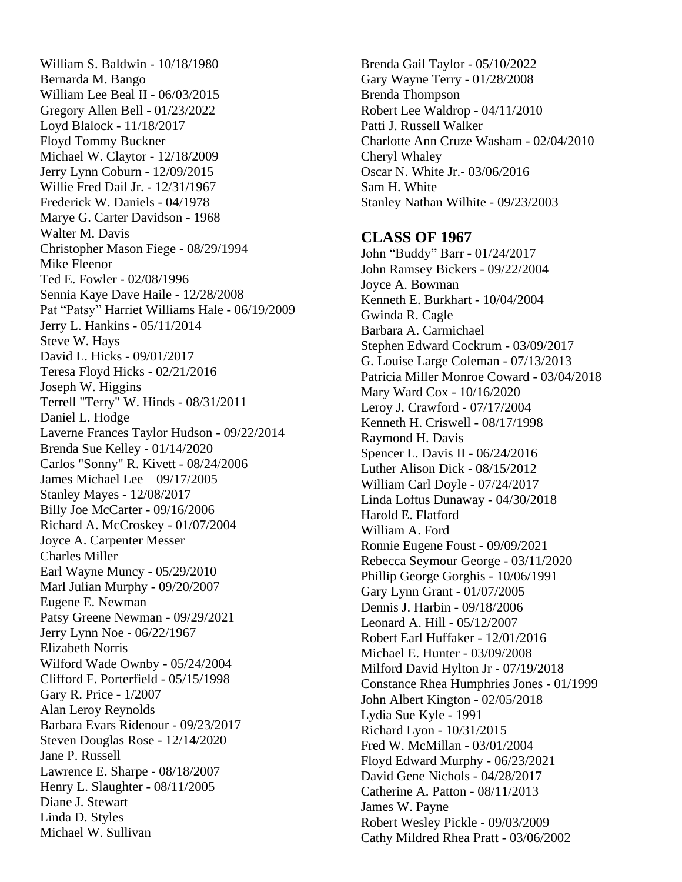William S. Baldwin - 10/18/1980
Bernarda M. Bango
William Lee Beal II - 06/03/2015
Gregory Allen Bell - 01/23/2022
Loyd Blalock - 11/18/2017
Floyd Tommy Buckner
Michael W. Claytor - 12/18/2009
Jerry Lynn Coburn - 12/09/2015
Willie Fred Dail Jr. - 12/31/1967
Frederick W. Daniels - 04/1978
Marye G. Carter Davidson - 1968
Walter M. Davis
Christopher Mason Fiege - 08/29/1994
Mike Fleenor
Ted E. Fowler - 02/08/1996
Sennia Kaye Dave Haile - 12/28/2008
Pat "Patsy" Harriet Williams Hale - 06/19/2009
Jerry L. Hankins - 05/11/2014
Steve W. Hays
David L. Hicks - 09/01/2017
Teresa Floyd Hicks - 02/21/2016
Joseph W. Higgins
Terrell "Terry" W. Hinds - 08/31/2011
Daniel L. Hodge
Laverne Frances Taylor Hudson - 09/22/2014
Brenda Sue Kelley - 01/14/2020
Carlos "Sonny" R. Kivett - 08/24/2006
James Michael Lee – 09/17/2005
Stanley Mayes - 12/08/2017
Billy Joe McCarter - 09/16/2006
Richard A. McCroskey - 01/07/2004
Joyce A. Carpenter Messer
Charles Miller
Earl Wayne Muncy - 05/29/2010
Marl Julian Murphy - 09/20/2007
Eugene E. Newman
Patsy Greene Newman - 09/29/2021
Jerry Lynn Noe - 06/22/1967
Elizabeth Norris
Wilford Wade Ownby - 05/24/2004
Clifford F. Porterfield - 05/15/1998
Gary R. Price - 1/2007
Alan Leroy Reynolds
Barbara Evars Ridenour - 09/23/2017
Steven Douglas Rose - 12/14/2020
Jane P. Russell
Lawrence E. Sharpe - 08/18/2007
Henry L. Slaughter - 08/11/2005
Diane J. Stewart
Linda D. Styles
Michael W. Sullivan
Brenda Gail Taylor - 05/10/2022
Gary Wayne Terry - 01/28/2008
Brenda Thompson
Robert Lee Waldrop - 04/11/2010
Patti J. Russell Walker
Charlotte Ann Cruze Washam - 02/04/2010
Cheryl Whaley
Oscar N. White Jr.- 03/06/2016
Sam H. White
Stanley Nathan Wilhite - 09/23/2003

## CLASS OF 1967

John "Buddy" Barr - 01/24/2017
John Ramsey Bickers - 09/22/2004
Joyce A. Bowman
Kenneth E. Burkhart - 10/04/2004
Gwinda R. Cagle
Barbara A. Carmichael
Stephen Edward Cockrum - 03/09/2017
G. Louise Large Coleman - 07/13/2013
Patricia Miller Monroe Coward - 03/04/2018
Mary Ward Cox - 10/16/2020
Leroy J. Crawford - 07/17/2004
Kenneth H. Criswell - 08/17/1998
Raymond H. Davis
Spencer L. Davis II - 06/24/2016
Luther Alison Dick - 08/15/2012
William Carl Doyle - 07/24/2017
Linda Loftus Dunaway - 04/30/2018
Harold E. Flatford
William A. Ford
Ronnie Eugene Foust - 09/09/2021
Rebecca Seymour George - 03/11/2020
Phillip George Gorghis - 10/06/1991
Gary Lynn Grant - 01/07/2005
Dennis J. Harbin - 09/18/2006
Leonard A. Hill - 05/12/2007
Robert Earl Huffaker - 12/01/2016
Michael E. Hunter - 03/09/2008
Milford David Hylton Jr - 07/19/2018
Constance Rhea Humphries Jones - 01/1999
John Albert Kington - 02/05/2018
Lydia Sue Kyle - 1991
Richard Lyon - 10/31/2015
Fred W. McMillan - 03/01/2004
Floyd Edward Murphy - 06/23/2021
David Gene Nichols - 04/28/2017
Catherine A. Patton - 08/11/2013
James W. Payne
Robert Wesley Pickle - 09/03/2009
Cathy Mildred Rhea Pratt - 03/06/2002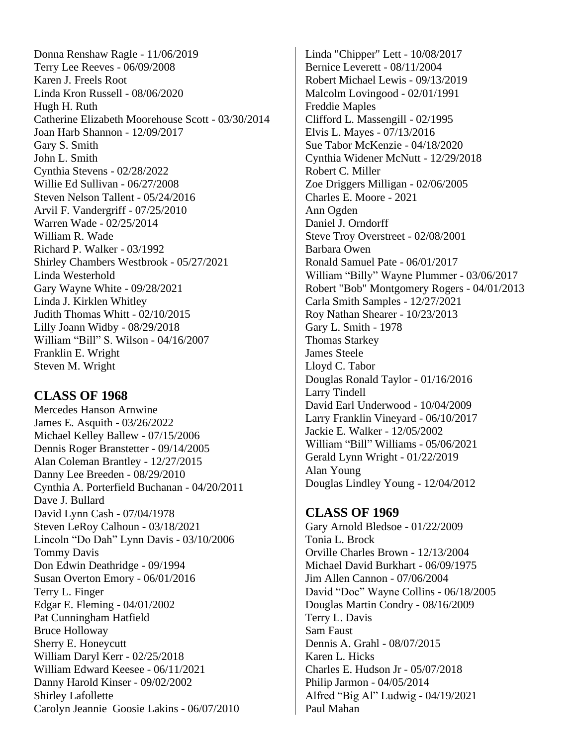Donna Renshaw Ragle - 11/06/2019
Terry Lee Reeves - 06/09/2008
Karen J. Freels Root
Linda Kron Russell - 08/06/2020
Hugh H. Ruth
Catherine Elizabeth Moorehouse Scott - 03/30/2014
Joan Harb Shannon - 12/09/2017
Gary S. Smith
John L. Smith
Cynthia Stevens - 02/28/2022
Willie Ed Sullivan - 06/27/2008
Steven Nelson Tallent - 05/24/2016
Arvil F. Vandergriff - 07/25/2010
Warren Wade - 02/25/2014
William R. Wade
Richard P. Walker - 03/1992
Shirley Chambers Westbrook - 05/27/2021
Linda Westerhold
Gary Wayne White - 09/28/2021
Linda J. Kirklen Whitley
Judith Thomas Whitt - 02/10/2015
Lilly Joann Widby - 08/29/2018
William "Bill" S. Wilson - 04/16/2007
Franklin E. Wright
Steven M. Wright

## CLASS OF 1968

Mercedes Hanson Arnwine
James E. Asquith - 03/26/2022
Michael Kelley Ballew - 07/15/2006
Dennis Roger Branstetter - 09/14/2005
Alan Coleman Brantley - 12/27/2015
Danny Lee Breeden - 08/29/2010
Cynthia A. Porterfield Buchanan - 04/20/2011
Dave J. Bullard
David Lynn Cash - 07/04/1978
Steven LeRoy Calhoun - 03/18/2021
Lincoln "Do Dah" Lynn Davis - 03/10/2006
Tommy Davis
Don Edwin Deathridge - 09/1994
Susan Overton Emory - 06/01/2016
Terry L. Finger
Edgar E. Fleming - 04/01/2002
Pat Cunningham Hatfield
Bruce Holloway
Sherry E. Honeycutt
William Daryl Kerr - 02/25/2018
William Edward Keesee - 06/11/2021
Danny Harold Kinser - 09/02/2002
Shirley Lafollette
Carolyn Jeannie Goosie Lakins - 06/07/2010
Linda "Chipper" Lett - 10/08/2017
Bernice Leverett - 08/11/2004
Robert Michael Lewis - 09/13/2019
Malcolm Lovingood - 02/01/1991
Freddie Maples
Clifford L. Massengill - 02/1995
Elvis L. Mayes - 07/13/2016
Sue Tabor McKenzie - 04/18/2020
Cynthia Widener McNutt - 12/29/2018
Robert C. Miller
Zoe Driggers Milligan - 02/06/2005
Charles E. Moore - 2021
Ann Ogden
Daniel J. Orndorff
Steve Troy Overstreet - 02/08/2001
Barbara Owen
Ronald Samuel Pate - 06/01/2017
William "Billy" Wayne Plummer - 03/06/2017
Robert "Bob" Montgomery Rogers - 04/01/2013
Carla Smith Samples - 12/27/2021
Roy Nathan Shearer - 10/23/2013
Gary L. Smith - 1978
Thomas Starkey
James Steele
Lloyd C. Tabor
Douglas Ronald Taylor - 01/16/2016
Larry Tindell
David Earl Underwood - 10/04/2009
Larry Franklin Vineyard - 06/10/2017
Jackie E. Walker - 12/05/2002
William "Bill" Williams - 05/06/2021
Gerald Lynn Wright - 01/22/2019
Alan Young
Douglas Lindley Young - 12/04/2012

## CLASS OF 1969

Gary Arnold Bledsoe - 01/22/2009
Tonia L. Brock
Orville Charles Brown - 12/13/2004
Michael David Burkhart - 06/09/1975
Jim Allen Cannon - 07/06/2004
David "Doc" Wayne Collins - 06/18/2005
Douglas Martin Condry - 08/16/2009
Terry L. Davis
Sam Faust
Dennis A. Grahl - 08/07/2015
Karen L. Hicks
Charles E. Hudson Jr - 05/07/2018
Philip Jarmon - 04/05/2014
Alfred "Big Al" Ludwig - 04/19/2021
Paul Mahan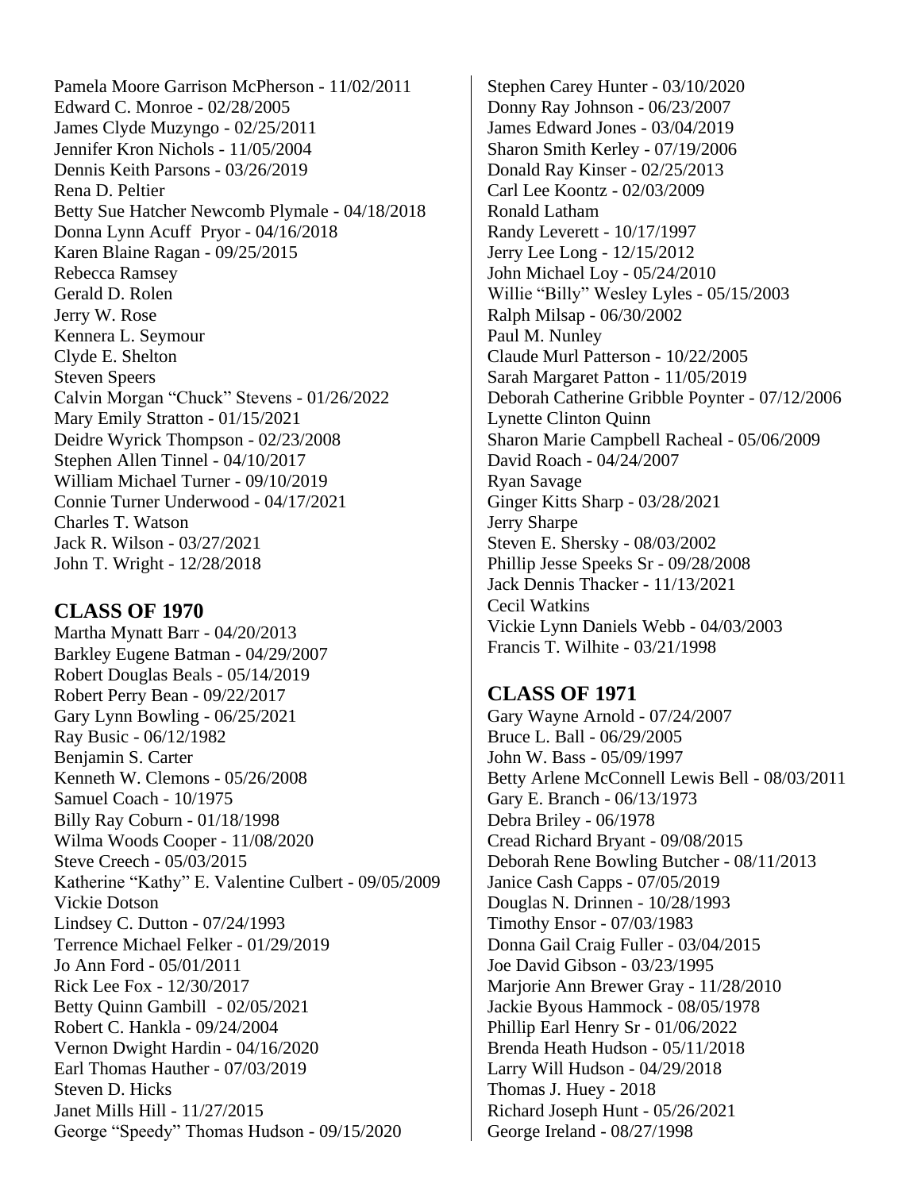Pamela Moore Garrison McPherson - 11/02/2011
Edward C. Monroe - 02/28/2005
James Clyde Muzyngo - 02/25/2011
Jennifer Kron Nichols - 11/05/2004
Dennis Keith Parsons - 03/26/2019
Rena D. Peltier
Betty Sue Hatcher Newcomb Plymale - 04/18/2018
Donna Lynn Acuff Pryor - 04/16/2018
Karen Blaine Ragan - 09/25/2015
Rebecca Ramsey
Gerald D. Rolen
Jerry W. Rose
Kennera L. Seymour
Clyde E. Shelton
Steven Speers
Calvin Morgan "Chuck" Stevens - 01/26/2022
Mary Emily Stratton - 01/15/2021
Deidre Wyrick Thompson - 02/23/2008
Stephen Allen Tinnel - 04/10/2017
William Michael Turner - 09/10/2019
Connie Turner Underwood - 04/17/2021
Charles T. Watson
Jack R. Wilson - 03/27/2021
John T. Wright - 12/28/2018

## CLASS OF 1970

Martha Mynatt Barr - 04/20/2013
Barkley Eugene Batman - 04/29/2007
Robert Douglas Beals - 05/14/2019
Robert Perry Bean - 09/22/2017
Gary Lynn Bowling - 06/25/2021
Ray Busic - 06/12/1982
Benjamin S. Carter
Kenneth W. Clemons - 05/26/2008
Samuel Coach - 10/1975
Billy Ray Coburn - 01/18/1998
Wilma Woods Cooper - 11/08/2020
Steve Creech - 05/03/2015
Katherine "Kathy" E. Valentine Culbert - 09/05/2009
Vickie Dotson
Lindsey C. Dutton - 07/24/1993
Terrence Michael Felker - 01/29/2019
Jo Ann Ford - 05/01/2011
Rick Lee Fox - 12/30/2017
Betty Quinn Gambill - 02/05/2021
Robert C. Hankla - 09/24/2004
Vernon Dwight Hardin - 04/16/2020
Earl Thomas Hauther - 07/03/2019
Steven D. Hicks
Janet Mills Hill - 11/27/2015
George "Speedy" Thomas Hudson - 09/15/2020
Stephen Carey Hunter - 03/10/2020
Donny Ray Johnson - 06/23/2007
James Edward Jones - 03/04/2019
Sharon Smith Kerley - 07/19/2006
Donald Ray Kinser - 02/25/2013
Carl Lee Koontz - 02/03/2009
Ronald Latham
Randy Leverett - 10/17/1997
Jerry Lee Long - 12/15/2012
John Michael Loy - 05/24/2010
Willie "Billy" Wesley Lyles - 05/15/2003
Ralph Milsap - 06/30/2002
Paul M. Nunley
Claude Murl Patterson - 10/22/2005
Sarah Margaret Patton - 11/05/2019
Deborah Catherine Gribble Poynter - 07/12/2006
Lynette Clinton Quinn
Sharon Marie Campbell Racheal - 05/06/2009
David Roach - 04/24/2007
Ryan Savage
Ginger Kitts Sharp - 03/28/2021
Jerry Sharpe
Steven E. Shersky - 08/03/2002
Phillip Jesse Speeks Sr - 09/28/2008
Jack Dennis Thacker - 11/13/2021
Cecil Watkins
Vickie Lynn Daniels Webb - 04/03/2003
Francis T. Wilhite - 03/21/1998

## CLASS OF 1971

Gary Wayne Arnold - 07/24/2007
Bruce L. Ball - 06/29/2005
John W. Bass - 05/09/1997
Betty Arlene McConnell Lewis Bell - 08/03/2011
Gary E. Branch - 06/13/1973
Debra Briley - 06/1978
Cread Richard Bryant - 09/08/2015
Deborah Rene Bowling Butcher - 08/11/2013
Janice Cash Capps - 07/05/2019
Douglas N. Drinnen - 10/28/1993
Timothy Ensor - 07/03/1983
Donna Gail Craig Fuller - 03/04/2015
Joe David Gibson - 03/23/1995
Marjorie Ann Brewer Gray - 11/28/2010
Jackie Byous Hammock - 08/05/1978
Phillip Earl Henry Sr - 01/06/2022
Brenda Heath Hudson - 05/11/2018
Larry Will Hudson - 04/29/2018
Thomas J. Huey - 2018
Richard Joseph Hunt - 05/26/2021
George Ireland - 08/27/1998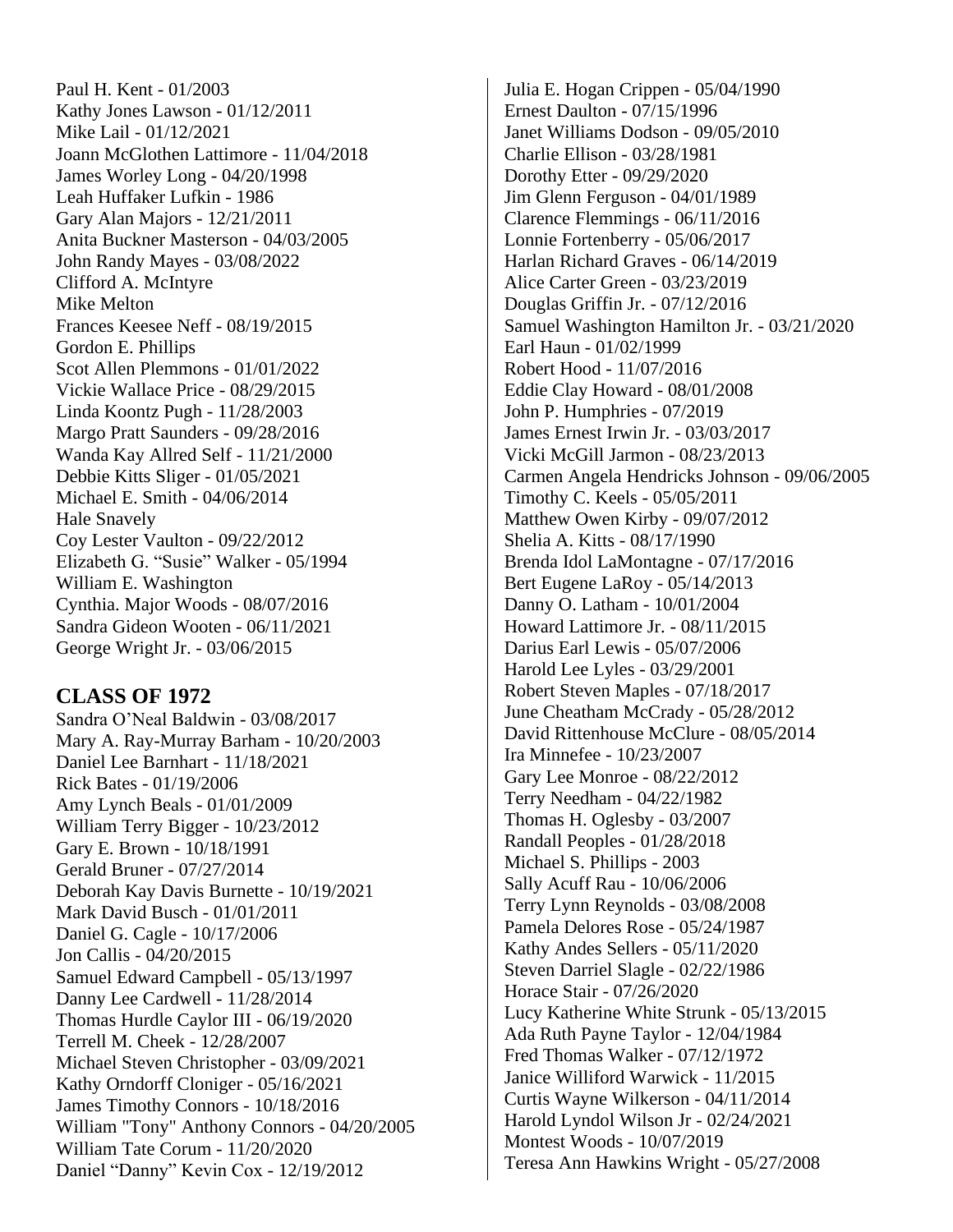Paul H. Kent - 01/2003
Kathy Jones Lawson - 01/12/2011
Mike Lail - 01/12/2021
Joann McGlothen Lattimore - 11/04/2018
James Worley Long - 04/20/1998
Leah Huffaker Lufkin - 1986
Gary Alan Majors - 12/21/2011
Anita Buckner Masterson - 04/03/2005
John Randy Mayes - 03/08/2022
Clifford A. McIntyre
Mike Melton
Frances Keesee Neff - 08/19/2015
Gordon E. Phillips
Scot Allen Plemmons - 01/01/2022
Vickie Wallace Price - 08/29/2015
Linda Koontz Pugh - 11/28/2003
Margo Pratt Saunders - 09/28/2016
Wanda Kay Allred Self - 11/21/2000
Debbie Kitts Sliger - 01/05/2021
Michael E. Smith - 04/06/2014
Hale Snavely
Coy Lester Vaulton - 09/22/2012
Elizabeth G. "Susie" Walker - 05/1994
William E. Washington
Cynthia. Major Woods - 08/07/2016
Sandra Gideon Wooten - 06/11/2021
George Wright Jr. - 03/06/2015

## CLASS OF 1972

Sandra O'Neal Baldwin - 03/08/2017
Mary A. Ray-Murray Barham - 10/20/2003
Daniel Lee Barnhart - 11/18/2021
Rick Bates - 01/19/2006
Amy Lynch Beals - 01/01/2009
William Terry Bigger - 10/23/2012
Gary E. Brown - 10/18/1991
Gerald Bruner - 07/27/2014
Deborah Kay Davis Burnette - 10/19/2021
Mark David Busch - 01/01/2011
Daniel G. Cagle - 10/17/2006
Jon Callis - 04/20/2015
Samuel Edward Campbell - 05/13/1997
Danny Lee Cardwell - 11/28/2014
Thomas Hurdle Caylor III - 06/19/2020
Terrell M. Cheek - 12/28/2007
Michael Steven Christopher - 03/09/2021
Kathy Orndorff Cloniger - 05/16/2021
James Timothy Connors - 10/18/2016
William "Tony" Anthony Connors - 04/20/2005
William Tate Corum - 11/20/2020
Daniel "Danny" Kevin Cox - 12/19/2012
Julia E. Hogan Crippen - 05/04/1990
Ernest Daulton - 07/15/1996
Janet Williams Dodson - 09/05/2010
Charlie Ellison - 03/28/1981
Dorothy Etter - 09/29/2020
Jim Glenn Ferguson - 04/01/1989
Clarence Flemmings - 06/11/2016
Lonnie Fortenberry - 05/06/2017
Harlan Richard Graves - 06/14/2019
Alice Carter Green - 03/23/2019
Douglas Griffin Jr. - 07/12/2016
Samuel Washington Hamilton Jr. - 03/21/2020
Earl Haun - 01/02/1999
Robert Hood - 11/07/2016
Eddie Clay Howard - 08/01/2008
John P. Humphries - 07/2019
James Ernest Irwin Jr. - 03/03/2017
Vicki McGill Jarmon - 08/23/2013
Carmen Angela Hendricks Johnson - 09/06/2005
Timothy C. Keels - 05/05/2011
Matthew Owen Kirby - 09/07/2012
Shelia A. Kitts - 08/17/1990
Brenda Idol LaMontagne - 07/17/2016
Bert Eugene LaRoy - 05/14/2013
Danny O. Latham - 10/01/2004
Howard Lattimore Jr. - 08/11/2015
Darius Earl Lewis - 05/07/2006
Harold Lee Lyles - 03/29/2001
Robert Steven Maples - 07/18/2017
June Cheatham McCrady - 05/28/2012
David Rittenhouse McClure - 08/05/2014
Ira Minnefee - 10/23/2007
Gary Lee Monroe - 08/22/2012
Terry Needham - 04/22/1982
Thomas H. Oglesby - 03/2007
Randall Peoples - 01/28/2018
Michael S. Phillips - 2003
Sally Acuff Rau - 10/06/2006
Terry Lynn Reynolds - 03/08/2008
Pamela Delores Rose - 05/24/1987
Kathy Andes Sellers - 05/11/2020
Steven Darriel Slagle - 02/22/1986
Horace Stair - 07/26/2020
Lucy Katherine White Strunk - 05/13/2015
Ada Ruth Payne Taylor - 12/04/1984
Fred Thomas Walker - 07/12/1972
Janice Williford Warwick - 11/2015
Curtis Wayne Wilkerson - 04/11/2014
Harold Lyndol Wilson Jr - 02/24/2021
Montest Woods - 10/07/2019
Teresa Ann Hawkins Wright - 05/27/2008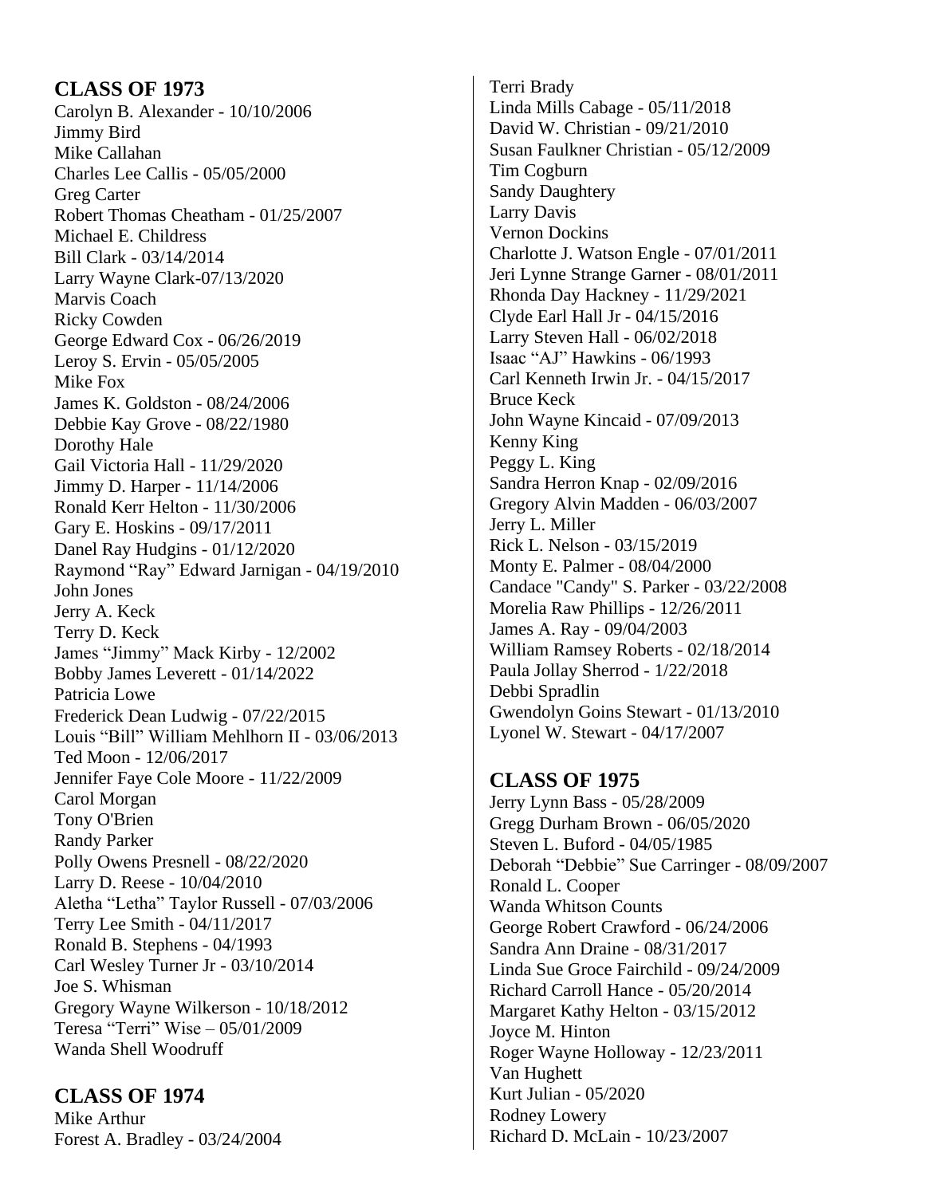## CLASS OF 1973

Carolyn B. Alexander - 10/10/2006
Jimmy Bird
Mike Callahan
Charles Lee Callis - 05/05/2000
Greg Carter
Robert Thomas Cheatham - 01/25/2007
Michael E. Childress
Bill Clark - 03/14/2014
Larry Wayne Clark-07/13/2020
Marvis Coach
Ricky Cowden
George Edward Cox - 06/26/2019
Leroy S. Ervin - 05/05/2005
Mike Fox
James K. Goldston - 08/24/2006
Debbie Kay Grove - 08/22/1980
Dorothy Hale
Gail Victoria Hall - 11/29/2020
Jimmy D. Harper - 11/14/2006
Ronald Kerr Helton - 11/30/2006
Gary E. Hoskins - 09/17/2011
Danel Ray Hudgins - 01/12/2020
Raymond "Ray" Edward Jarnigan - 04/19/2010
John Jones
Jerry A. Keck
Terry D. Keck
James "Jimmy" Mack Kirby - 12/2002
Bobby James Leverett - 01/14/2022
Patricia Lowe
Frederick Dean Ludwig - 07/22/2015
Louis "Bill" William Mehlhorn II - 03/06/2013
Ted Moon - 12/06/2017
Jennifer Faye Cole Moore - 11/22/2009
Carol Morgan
Tony O'Brien
Randy Parker
Polly Owens Presnell - 08/22/2020
Larry D. Reese - 10/04/2010
Aletha "Letha" Taylor Russell - 07/03/2006
Terry Lee Smith - 04/11/2017
Ronald B. Stephens - 04/1993
Carl Wesley Turner Jr - 03/10/2014
Joe S. Whisman
Gregory Wayne Wilkerson - 10/18/2012
Teresa "Terri" Wise – 05/01/2009
Wanda Shell Woodruff

## CLASS OF 1974

Mike Arthur
Forest A. Bradley - 03/24/2004
Terri Brady
Linda Mills Cabage - 05/11/2018
David W. Christian - 09/21/2010
Susan Faulkner Christian - 05/12/2009
Tim Cogburn
Sandy Daughtery
Larry Davis
Vernon Dockins
Charlotte J. Watson Engle - 07/01/2011
Jeri Lynne Strange Garner - 08/01/2011
Rhonda Day Hackney - 11/29/2021
Clyde Earl Hall Jr - 04/15/2016
Larry Steven Hall - 06/02/2018
Isaac "AJ" Hawkins - 06/1993
Carl Kenneth Irwin Jr. - 04/15/2017
Bruce Keck
John Wayne Kincaid - 07/09/2013
Kenny King
Peggy L. King
Sandra Herron Knap - 02/09/2016
Gregory Alvin Madden - 06/03/2007
Jerry L. Miller
Rick L. Nelson - 03/15/2019
Monty E. Palmer - 08/04/2000
Candace "Candy" S. Parker - 03/22/2008
Morelia Raw Phillips - 12/26/2011
James A. Ray - 09/04/2003
William Ramsey Roberts - 02/18/2014
Paula Jollay Sherrod - 1/22/2018
Debbi Spradlin
Gwendolyn Goins Stewart - 01/13/2010
Lyonel W. Stewart - 04/17/2007

## CLASS OF 1975

Jerry Lynn Bass - 05/28/2009
Gregg Durham Brown - 06/05/2020
Steven L. Buford - 04/05/1985
Deborah "Debbie" Sue Carringer - 08/09/2007
Ronald L. Cooper
Wanda Whitson Counts
George Robert Crawford - 06/24/2006
Sandra Ann Draine - 08/31/2017
Linda Sue Groce Fairchild - 09/24/2009
Richard Carroll Hance - 05/20/2014
Margaret Kathy Helton - 03/15/2012
Joyce M. Hinton
Roger Wayne Holloway - 12/23/2011
Van Hughett
Kurt Julian - 05/2020
Rodney Lowery
Richard D. McLain - 10/23/2007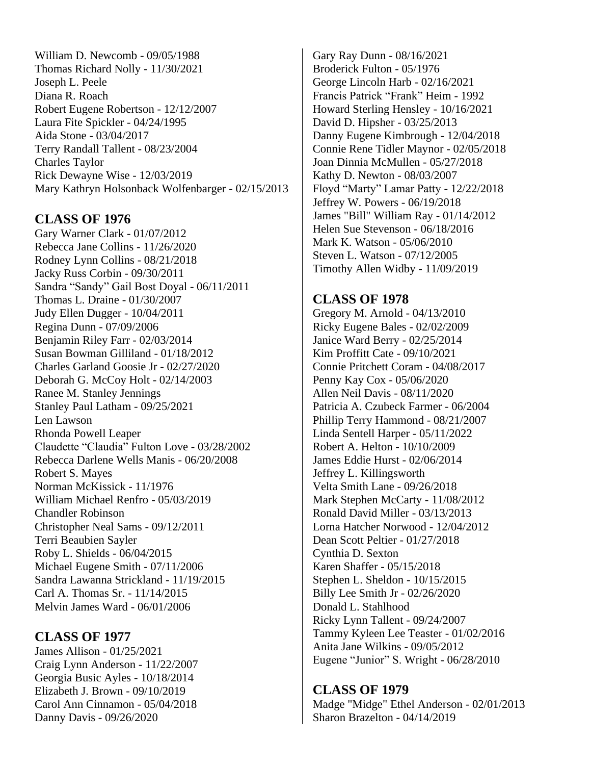William D. Newcomb - 09/05/1988
Thomas Richard Nolly - 11/30/2021
Joseph L. Peele
Diana R. Roach
Robert Eugene Robertson - 12/12/2007
Laura Fite Spickler - 04/24/1995
Aida Stone - 03/04/2017
Terry Randall Tallent - 08/23/2004
Charles Taylor
Rick Dewayne Wise - 12/03/2019
Mary Kathryn Holsonback Wolfenbarger - 02/15/2013

## CLASS OF 1976

Gary Warner Clark - 01/07/2012
Rebecca Jane Collins - 11/26/2020
Rodney Lynn Collins - 08/21/2018
Jacky Russ Corbin - 09/30/2011
Sandra "Sandy" Gail Bost Doyal - 06/11/2011
Thomas L. Draine - 01/30/2007
Judy Ellen Dugger - 10/04/2011
Regina Dunn - 07/09/2006
Benjamin Riley Farr - 02/03/2014
Susan Bowman Gilliland - 01/18/2012
Charles Garland Goosie Jr - 02/27/2020
Deborah G. McCoy Holt - 02/14/2003
Ranee M. Stanley Jennings
Stanley Paul Latham - 09/25/2021
Len Lawson
Rhonda Powell Leaper
Claudette "Claudia" Fulton Love - 03/28/2002
Rebecca Darlene Wells Manis - 06/20/2008
Robert S. Mayes
Norman McKissick - 11/1976
William Michael Renfro - 05/03/2019
Chandler Robinson
Christopher Neal Sams - 09/12/2011
Terri Beaubien Sayler
Roby L. Shields - 06/04/2015
Michael Eugene Smith - 07/11/2006
Sandra Lawanna Strickland - 11/19/2015
Carl A. Thomas Sr. - 11/14/2015
Melvin James Ward - 06/01/2006

## CLASS OF 1977

James Allison - 01/25/2021
Craig Lynn Anderson - 11/22/2007
Georgia Busic Ayles - 10/18/2014
Elizabeth J. Brown - 09/10/2019
Carol Ann Cinnamon - 05/04/2018
Danny Davis - 09/26/2020
Gary Ray Dunn - 08/16/2021
Broderick Fulton - 05/1976
George Lincoln Harb - 02/16/2021
Francis Patrick "Frank" Heim - 1992
Howard Sterling Hensley - 10/16/2021
David D. Hipsher - 03/25/2013
Danny Eugene Kimbrough - 12/04/2018
Connie Rene Tidler Maynor - 02/05/2018
Joan Dinnia McMullen - 05/27/2018
Kathy D. Newton - 08/03/2007
Floyd "Marty" Lamar Patty - 12/22/2018
Jeffrey W. Powers - 06/19/2018
James "Bill" William Ray - 01/14/2012
Helen Sue Stevenson - 06/18/2016
Mark K. Watson - 05/06/2010
Steven L. Watson - 07/12/2005
Timothy Allen Widby - 11/09/2019

## CLASS OF 1978

Gregory M. Arnold - 04/13/2010
Ricky Eugene Bales - 02/02/2009
Janice Ward Berry - 02/25/2014
Kim Proffitt Cate - 09/10/2021
Connie Pritchett Coram - 04/08/2017
Penny Kay Cox - 05/06/2020
Allen Neil Davis - 08/11/2020
Patricia A. Czubeck Farmer - 06/2004
Phillip Terry Hammond - 08/21/2007
Linda Sentell Harper - 05/11/2022
Robert A. Helton - 10/10/2009
James Eddie Hurst - 02/06/2014
Jeffrey L. Killingsworth
Velta Smith Lane - 09/26/2018
Mark Stephen McCarty - 11/08/2012
Ronald David Miller - 03/13/2013
Lorna Hatcher Norwood - 12/04/2012
Dean Scott Peltier - 01/27/2018
Cynthia D. Sexton
Karen Shaffer - 05/15/2018
Stephen L. Sheldon - 10/15/2015
Billy Lee Smith Jr - 02/26/2020
Donald L. Stahlhood
Ricky Lynn Tallent - 09/24/2007
Tammy Kyleen Lee Teaster - 01/02/2016
Anita Jane Wilkins - 09/05/2012
Eugene "Junior" S. Wright - 06/28/2010

## CLASS OF 1979

Madge "Midge" Ethel Anderson - 02/01/2013
Sharon Brazelton - 04/14/2019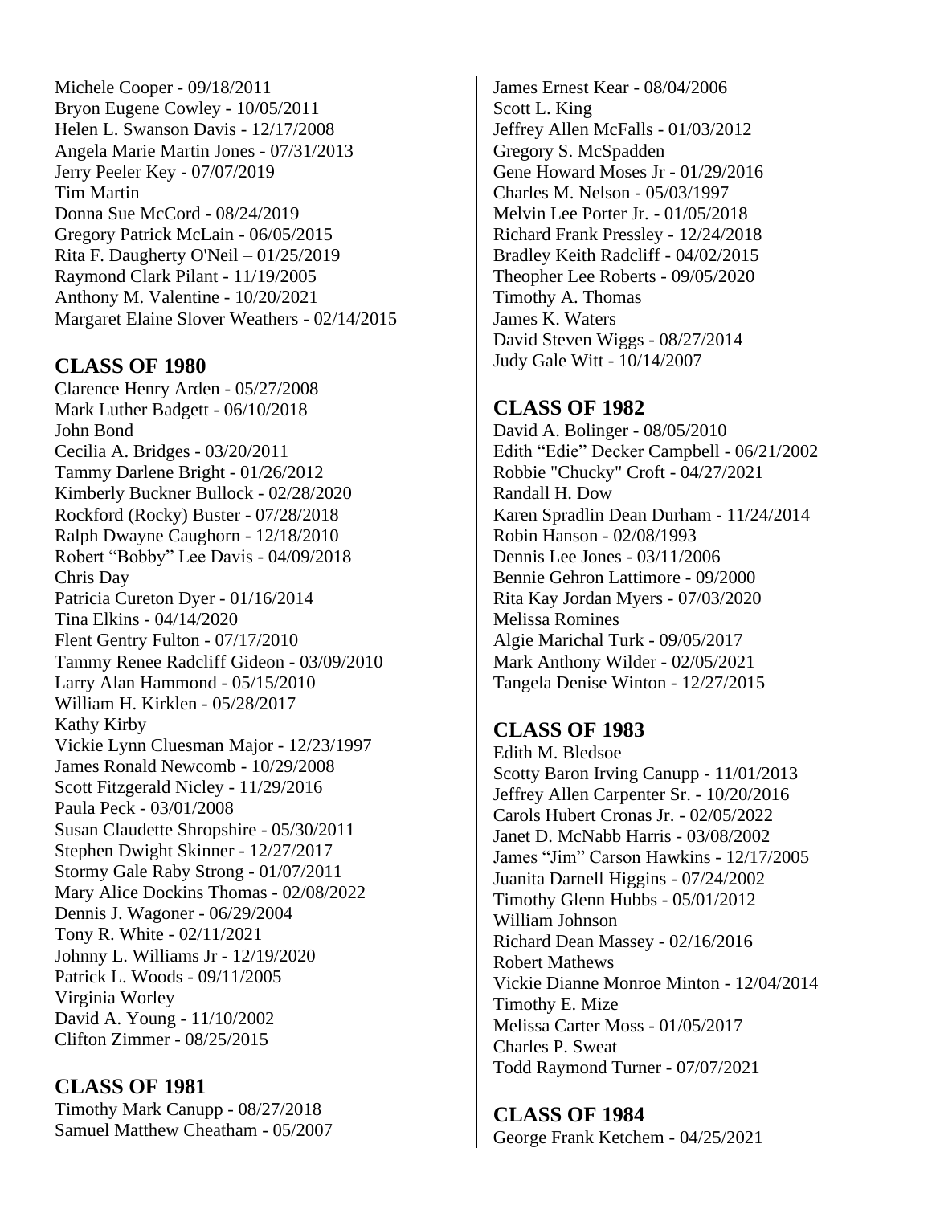Michele Cooper - 09/18/2011
Bryon Eugene Cowley - 10/05/2011
Helen L. Swanson Davis - 12/17/2008
Angela Marie Martin Jones - 07/31/2013
Jerry Peeler Key - 07/07/2019
Tim Martin
Donna Sue McCord - 08/24/2019
Gregory Patrick McLain - 06/05/2015
Rita F. Daugherty O'Neil – 01/25/2019
Raymond Clark Pilant - 11/19/2005
Anthony M. Valentine - 10/20/2021
Margaret Elaine Slover Weathers - 02/14/2015

## CLASS OF 1980

Clarence Henry Arden - 05/27/2008
Mark Luther Badgett - 06/10/2018
John Bond
Cecilia A. Bridges - 03/20/2011
Tammy Darlene Bright - 01/26/2012
Kimberly Buckner Bullock - 02/28/2020
Rockford (Rocky) Buster - 07/28/2018
Ralph Dwayne Caughorn - 12/18/2010
Robert “Bobby” Lee Davis - 04/09/2018
Chris Day
Patricia Cureton Dyer - 01/16/2014
Tina Elkins - 04/14/2020
Flent Gentry Fulton - 07/17/2010
Tammy Renee Radcliff Gideon - 03/09/2010
Larry Alan Hammond - 05/15/2010
William H. Kirklen - 05/28/2017
Kathy Kirby
Vickie Lynn Cluesman Major - 12/23/1997
James Ronald Newcomb - 10/29/2008
Scott Fitzgerald Nicley - 11/29/2016
Paula Peck - 03/01/2008
Susan Claudette Shropshire - 05/30/2011
Stephen Dwight Skinner - 12/27/2017
Stormy Gale Raby Strong - 01/07/2011
Mary Alice Dockins Thomas - 02/08/2022
Dennis J. Wagoner - 06/29/2004
Tony R. White - 02/11/2021
Johnny L. Williams Jr - 12/19/2020
Patrick L. Woods - 09/11/2005
Virginia Worley
David A. Young - 11/10/2002
Clifton Zimmer - 08/25/2015

## CLASS OF 1981

Timothy Mark Canupp - 08/27/2018
Samuel Matthew Cheatham - 05/2007
James Ernest Kear - 08/04/2006
Scott L. King
Jeffrey Allen McFalls - 01/03/2012
Gregory S. McSpadden
Gene Howard Moses Jr - 01/29/2016
Charles M. Nelson - 05/03/1997
Melvin Lee Porter Jr. - 01/05/2018
Richard Frank Pressley - 12/24/2018
Bradley Keith Radcliff - 04/02/2015
Theopher Lee Roberts - 09/05/2020
Timothy A. Thomas
James K. Waters
David Steven Wiggs - 08/27/2014
Judy Gale Witt - 10/14/2007

## CLASS OF 1982

David A. Bolinger - 08/05/2010
Edith “Edie” Decker Campbell - 06/21/2002
Robbie "Chucky" Croft - 04/27/2021
Randall H. Dow
Karen Spradlin Dean Durham - 11/24/2014
Robin Hanson - 02/08/1993
Dennis Lee Jones - 03/11/2006
Bennie Gehron Lattimore - 09/2000
Rita Kay Jordan Myers - 07/03/2020
Melissa Romines
Algie Marichal Turk - 09/05/2017
Mark Anthony Wilder - 02/05/2021
Tangela Denise Winton - 12/27/2015

## CLASS OF 1983

Edith M. Bledsoe
Scotty Baron Irving Canupp - 11/01/2013
Jeffrey Allen Carpenter Sr. - 10/20/2016
Carols Hubert Cronas Jr. - 02/05/2022
Janet D. McNabb Harris - 03/08/2002
James “Jim” Carson Hawkins - 12/17/2005
Juanita Darnell Higgins - 07/24/2002
Timothy Glenn Hubbs - 05/01/2012
William Johnson
Richard Dean Massey - 02/16/2016
Robert Mathews
Vickie Dianne Monroe Minton - 12/04/2014
Timothy E. Mize
Melissa Carter Moss - 01/05/2017
Charles P. Sweat
Todd Raymond Turner - 07/07/2021

## CLASS OF 1984

George Frank Ketchem - 04/25/2021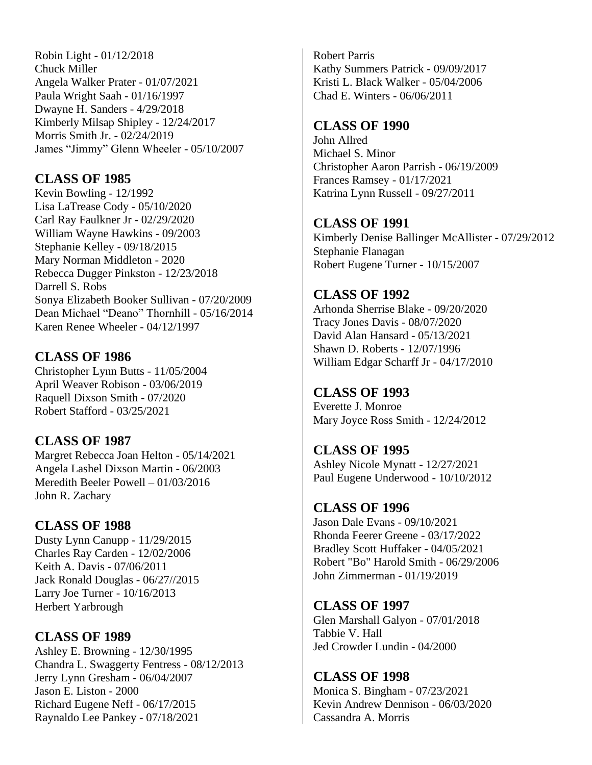Robin Light - 01/12/2018
Chuck Miller
Angela Walker Prater - 01/07/2021
Paula Wright Saah - 01/16/1997
Dwayne H. Sanders - 4/29/2018
Kimberly Milsap Shipley - 12/24/2017
Morris Smith Jr. - 02/24/2019
James “Jimmy” Glenn Wheeler - 05/10/2007

## CLASS OF 1985

Kevin Bowling - 12/1992
Lisa LaTrease Cody - 05/10/2020
Carl Ray Faulkner Jr - 02/29/2020
William Wayne Hawkins - 09/2003
Stephanie Kelley - 09/18/2015
Mary Norman Middleton - 2020
Rebecca Dugger Pinkston - 12/23/2018
Darrell S. Robs
Sonya Elizabeth Booker Sullivan - 07/20/2009
Dean Michael “Deano” Thornhill - 05/16/2014
Karen Renee Wheeler - 04/12/1997

## CLASS OF 1986

Christopher Lynn Butts - 11/05/2004
April Weaver Robison - 03/06/2019
Raquell Dixson Smith - 07/2020
Robert Stafford - 03/25/2021

## CLASS OF 1987

Margret Rebecca Joan Helton - 05/14/2021
Angela Lashel Dixson Martin - 06/2003
Meredith Beeler Powell – 01/03/2016
John R. Zachary

## CLASS OF 1988

Dusty Lynn Canupp - 11/29/2015
Charles Ray Carden - 12/02/2006
Keith A. Davis - 07/06/2011
Jack Ronald Douglas - 06/27//2015
Larry Joe Turner - 10/16/2013
Herbert Yarbrough

## CLASS OF 1989

Ashley E. Browning - 12/30/1995
Chandra L. Swaggerty Fentress - 08/12/2013
Jerry Lynn Gresham - 06/04/2007
Jason E. Liston - 2000
Richard Eugene Neff - 06/17/2015
Raynaldo Lee Pankey - 07/18/2021
Robert Parris
Kathy Summers Patrick - 09/09/2017
Kristi L. Black Walker - 05/04/2006
Chad E. Winters - 06/06/2011

## CLASS OF 1990

John Allred
Michael S. Minor
Christopher Aaron Parrish - 06/19/2009
Frances Ramsey - 01/17/2021
Katrina Lynn Russell - 09/27/2011

## CLASS OF 1991

Kimberly Denise Ballinger McAllister - 07/29/2012
Stephanie Flanagan
Robert Eugene Turner - 10/15/2007

## CLASS OF 1992

Arhonda Sherrise Blake - 09/20/2020
Tracy Jones Davis - 08/07/2020
David Alan Hansard - 05/13/2021
Shawn D. Roberts - 12/07/1996
William Edgar Scharff Jr - 04/17/2010

## CLASS OF 1993

Everette J. Monroe
Mary Joyce Ross Smith - 12/24/2012

## CLASS OF 1995

Ashley Nicole Mynatt - 12/27/2021
Paul Eugene Underwood - 10/10/2012

## CLASS OF 1996

Jason Dale Evans - 09/10/2021
Rhonda Feerer Greene - 03/17/2022
Bradley Scott Huffaker - 04/05/2021
Robert "Bo" Harold Smith - 06/29/2006
John Zimmerman - 01/19/2019

## CLASS OF 1997

Glen Marshall Galyon - 07/01/2018
Tabbie V. Hall
Jed Crowder Lundin - 04/2000

## CLASS OF 1998

Monica S. Bingham - 07/23/2021
Kevin Andrew Dennison - 06/03/2020
Cassandra A. Morris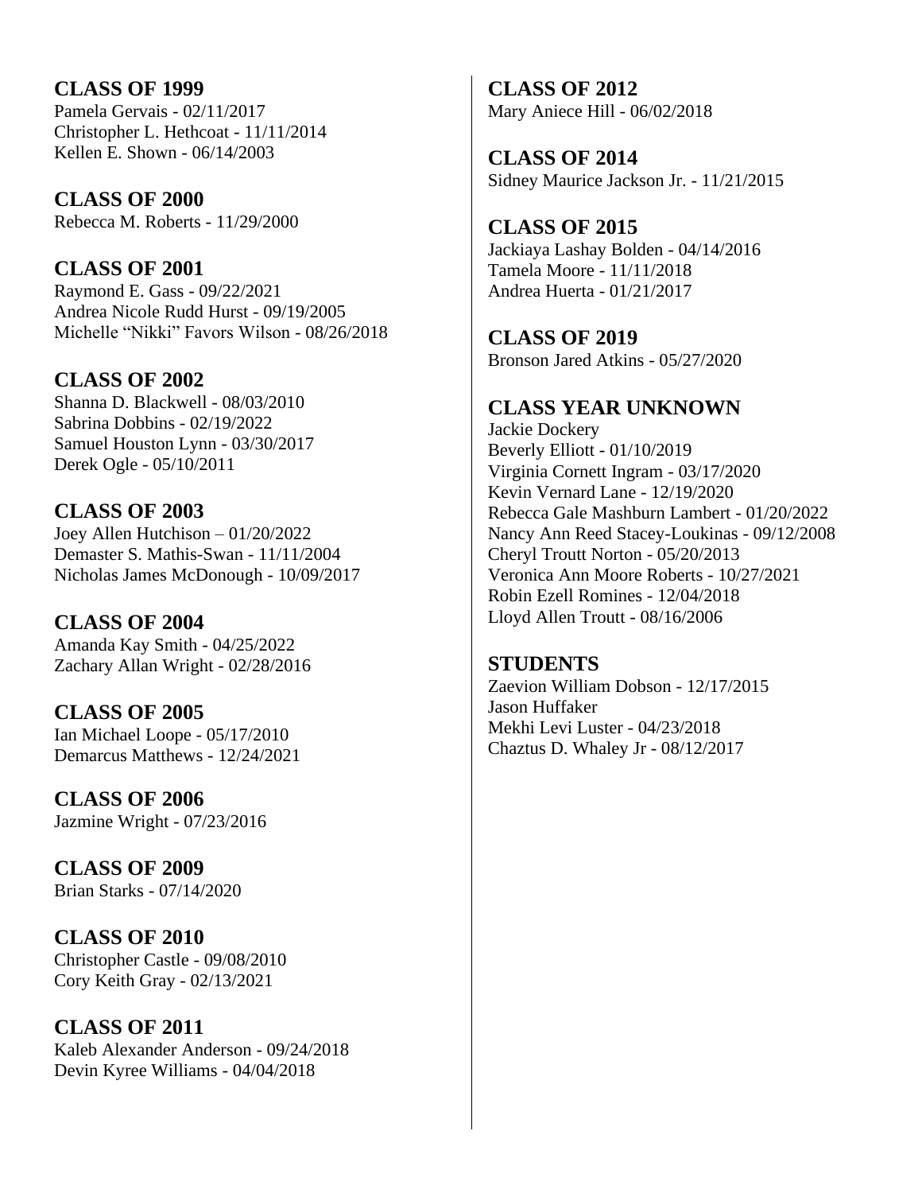**CLASS OF 1999**
Pamela Gervais - 02/11/2017
Christopher L. Hethcoat - 11/11/2014
Kellen E. Shown - 06/14/2003

**CLASS OF 2000**
Rebecca M. Roberts - 11/29/2000

**CLASS OF 2001**
Raymond E. Gass - 09/22/2021
Andrea Nicole Rudd Hurst - 09/19/2005
Michelle "Nikki" Favors Wilson - 08/26/2018

**CLASS OF 2002**
Shanna D. Blackwell - 08/03/2010
Sabrina Dobbins - 02/19/2022
Samuel Houston Lynn - 03/30/2017
Derek Ogle - 05/10/2011

**CLASS OF 2003**
Joey Allen Hutchison – 01/20/2022
Demaster S. Mathis-Swan - 11/11/2004
Nicholas James McDonough - 10/09/2017

**CLASS OF 2004**
Amanda Kay Smith - 04/25/2022
Zachary Allan Wright - 02/28/2016

**CLASS OF 2005**
Ian Michael Loope - 05/17/2010
Demarcus Matthews - 12/24/2021

**CLASS OF 2006**
Jazmine Wright - 07/23/2016

**CLASS OF 2009**
Brian Starks - 07/14/2020

**CLASS OF 2010**
Christopher Castle - 09/08/2010
Cory Keith Gray - 02/13/2021

**CLASS OF 2011**
Kaleb Alexander Anderson - 09/24/2018
Devin Kyree Williams - 04/04/2018

**CLASS OF 2012**
Mary Aniece Hill - 06/02/2018

**CLASS OF 2014**
Sidney Maurice Jackson Jr. - 11/21/2015

**CLASS OF 2015**
Jackiaya Lashay Bolden - 04/14/2016
Tamela Moore - 11/11/2018
Andrea Huerta - 01/21/2017

**CLASS OF 2019**
Bronson Jared Atkins - 05/27/2020

**CLASS YEAR UNKNOWN**
Jackie Dockery
Beverly Elliott - 01/10/2019
Virginia Cornett Ingram - 03/17/2020
Kevin Vernard Lane - 12/19/2020
Rebecca Gale Mashburn Lambert - 01/20/2022
Nancy Ann Reed Stacey-Loukinas - 09/12/2008
Cheryl Troutt Norton - 05/20/2013
Veronica Ann Moore Roberts - 10/27/2021
Robin Ezell Romines - 12/04/2018
Lloyd Allen Troutt - 08/16/2006

**STUDENTS**
Zaevion William Dobson - 12/17/2015
Jason Huffaker
Mekhi Levi Luster - 04/23/2018
Chaztus D. Whaley Jr - 08/12/2017